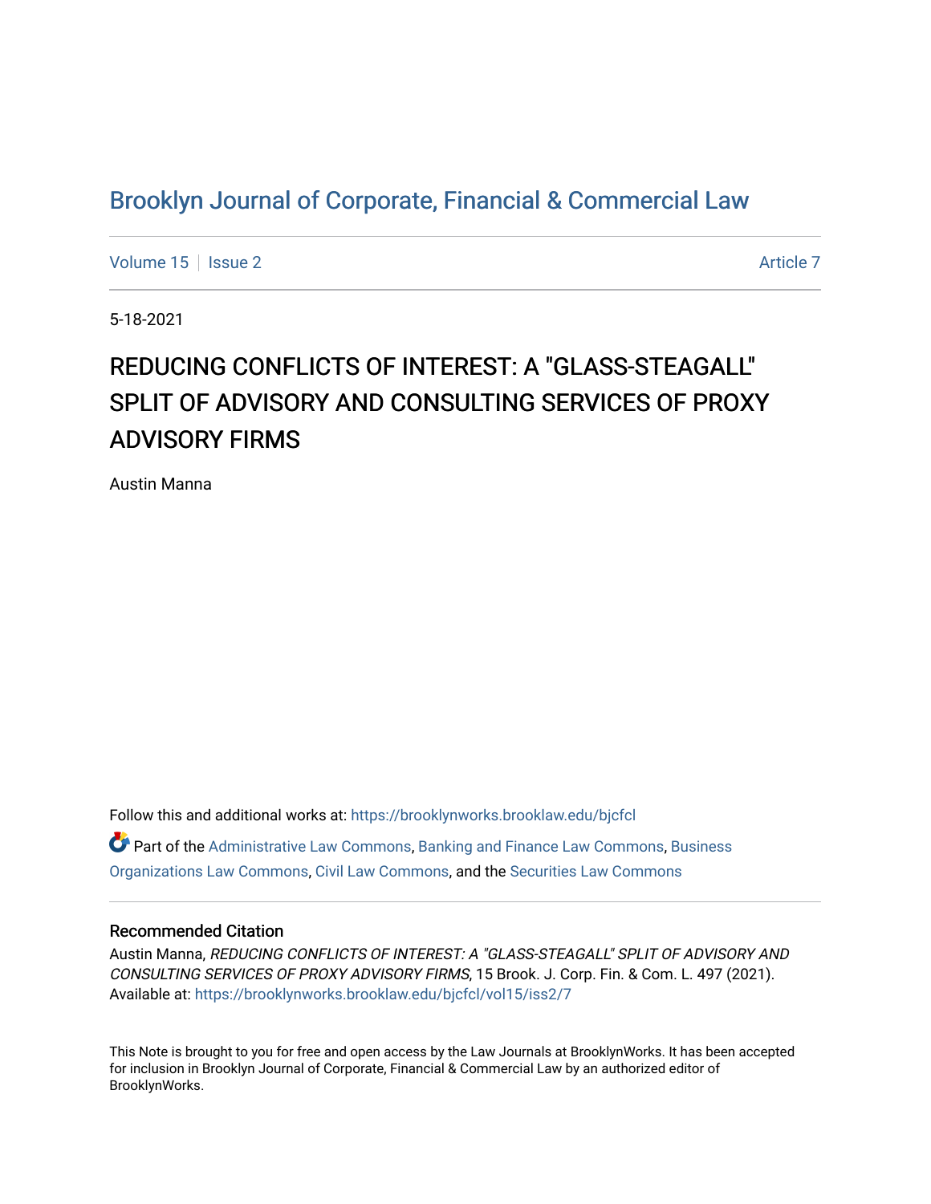Brooklyn Journal of Corporate, Financial & Commercial Law

Volume 15 | Issue 2 | Article 7

5-18-2021

# REDUCING CONFLICTS OF INTEREST: A "GLASS-STEAGALL" SPLIT OF ADVISORY AND CONSULTING SERVICES OF PROXY ADVISORY FIRMS

Austin Manna

Follow this and additional works at: https://brooklynworks.brooklaw.edu/bjcfcl

Part of the Administrative Law Commons, Banking and Finance Law Commons, Business Organizations Law Commons, Civil Law Commons, and the Securities Law Commons

### Recommended Citation

Austin Manna, *REDUCING CONFLICTS OF INTEREST: A "GLASS-STEAGALL" SPLIT OF ADVISORY AND CONSULTING SERVICES OF PROXY ADVISORY FIRMS*, 15 Brook. J. Corp. Fin. & Com. L. 497 (2021).
Available at: https://brooklynworks.brooklaw.edu/bjcfcl/vol15/iss2/7

This Note is brought to you for free and open access by the Law Journals at BrooklynWorks. It has been accepted for inclusion in Brooklyn Journal of Corporate, Financial & Commercial Law by an authorized editor of BrooklynWorks.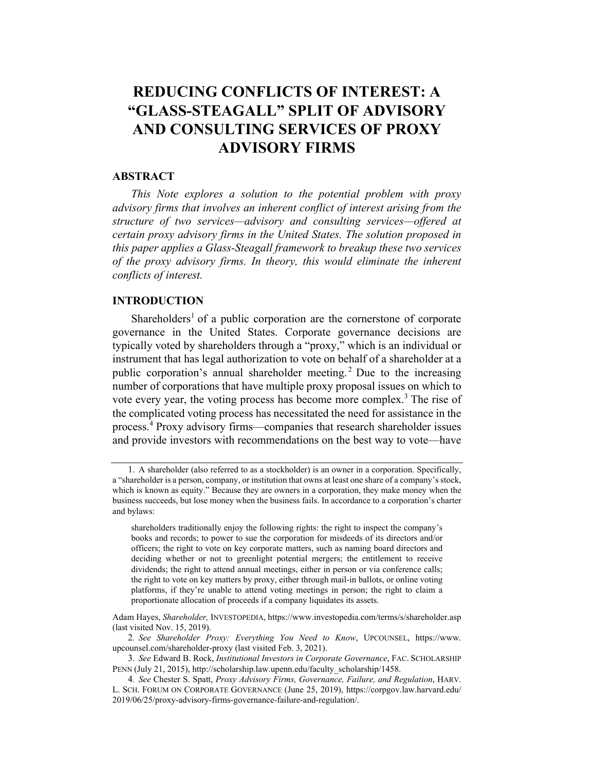# REDUCING CONFLICTS OF INTEREST: A "GLASS-STEAGALL" SPLIT OF ADVISORY AND CONSULTING SERVICES OF PROXY ADVISORY FIRMS

## ABSTRACT

*This Note explores a solution to the potential problem with proxy advisory firms that involves an inherent conflict of interest arising from the structure of two services—advisory and consulting services—offered at certain proxy advisory firms in the United States. The solution proposed in this paper applies a Glass-Steagall framework to breakup these two services of the proxy advisory firms. In theory, this would eliminate the inherent conflicts of interest.*

## INTRODUCTION

Shareholders[1] of a public corporation are the cornerstone of corporate governance in the United States. Corporate governance decisions are typically voted by shareholders through a "proxy," which is an individual or instrument that has legal authorization to vote on behalf of a shareholder at a public corporation's annual shareholder meeting.[2] Due to the increasing number of corporations that have multiple proxy proposal issues on which to vote every year, the voting process has become more complex.[3] The rise of the complicated voting process has necessitated the need for assistance in the process.[4] Proxy advisory firms—companies that research shareholder issues and provide investors with recommendations on the best way to vote—have

---

1. A shareholder (also referred to as a stockholder) is an owner in a corporation. Specifically, a "shareholder is a person, company, or institution that owns at least one share of a company's stock, which is known as equity." Because they are owners in a corporation, they make money when the business succeeds, but lose money when the business fails. In accordance to a corporation's charter and bylaws:

> shareholders traditionally enjoy the following rights: the right to inspect the company's books and records; to power to sue the corporation for misdeeds of its directors and/or officers; the right to vote on key corporate matters, such as naming board directors and deciding whether or not to greenlight potential mergers; the entitlement to receive dividends; the right to attend annual meetings, either in person or via conference calls; the right to vote on key matters by proxy, either through mail-in ballots, or online voting platforms, if they're unable to attend voting meetings in person; the right to claim a proportionate allocation of proceeds if a company liquidates its assets.

Adam Hayes, *Shareholder,* INVESTOPEDIA, https://www.investopedia.com/terms/s/shareholder.asp (last visited Nov. 15, 2019).

2. *See Shareholder Proxy: Everything You Need to Know*, UPCOUNSEL, https://www.upcounsel.com/shareholder-proxy (last visited Feb. 3, 2021).

3. *See* Edward B. Rock, *Institutional Investors in Corporate Governance*, FAC. SCHOLARSHIP PENN (July 21, 2015), http://scholarship.law.upenn.edu/faculty_scholarship/1458.

4. *See* Chester S. Spatt, *Proxy Advisory Firms, Governance, Failure, and Regulation*, HARV. L. SCH. FORUM ON CORPORATE GOVERNANCE (June 25, 2019), https://corpgov.law.harvard.edu/2019/06/25/proxy-advisory-firms-governance-failure-and-regulation/.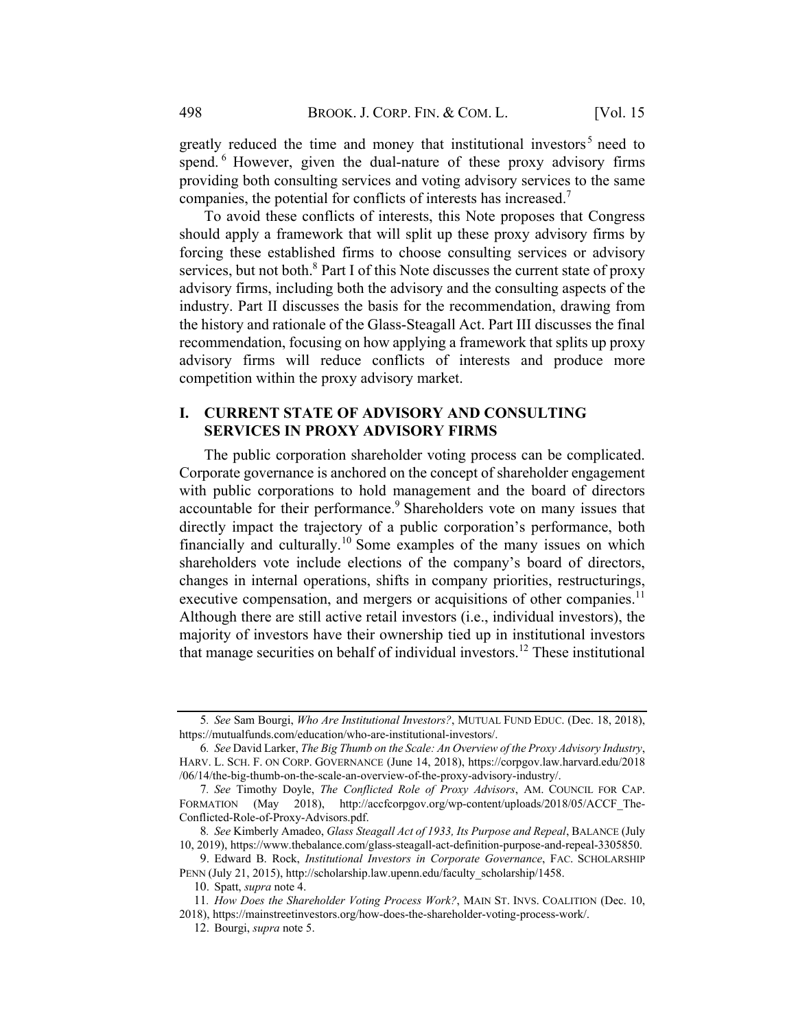greatly reduced the time and money that institutional investors[5] need to spend.[6] However, given the dual-nature of these proxy advisory firms providing both consulting services and voting advisory services to the same companies, the potential for conflicts of interests has increased.[7]

To avoid these conflicts of interests, this Note proposes that Congress should apply a framework that will split up these proxy advisory firms by forcing these established firms to choose consulting services or advisory services, but not both.[8] Part I of this Note discusses the current state of proxy advisory firms, including both the advisory and the consulting aspects of the industry. Part II discusses the basis for the recommendation, drawing from the history and rationale of the Glass-Steagall Act. Part III discusses the final recommendation, focusing on how applying a framework that splits up proxy advisory firms will reduce conflicts of interests and produce more competition within the proxy advisory market.

## I. CURRENT STATE OF ADVISORY AND CONSULTING SERVICES IN PROXY ADVISORY FIRMS

The public corporation shareholder voting process can be complicated. Corporate governance is anchored on the concept of shareholder engagement with public corporations to hold management and the board of directors accountable for their performance.[9] Shareholders vote on many issues that directly impact the trajectory of a public corporation's performance, both financially and culturally.[10] Some examples of the many issues on which shareholders vote include elections of the company's board of directors, changes in internal operations, shifts in company priorities, restructurings, executive compensation, and mergers or acquisitions of other companies.[11] Although there are still active retail investors (i.e., individual investors), the majority of investors have their ownership tied up in institutional investors that manage securities on behalf of individual investors.[12] These institutional

---

5. *See* Sam Bourgi, *Who Are Institutional Investors?*, MUTUAL FUND EDUC. (Dec. 18, 2018), https://mutualfunds.com/education/who-are-institutional-investors/.

6. *See* David Larker, *The Big Thumb on the Scale: An Overview of the Proxy Advisory Industry*, HARV. L. SCH. F. ON CORP. GOVERNANCE (June 14, 2018), https://corpgov.law.harvard.edu/2018/06/14/the-big-thumb-on-the-scale-an-overview-of-the-proxy-advisory-industry/.

7. *See* Timothy Doyle, *The Conflicted Role of Proxy Advisors*, AM. COUNCIL FOR CAP. FORMATION (May 2018), http://accfcorpgov.org/wp-content/uploads/2018/05/ACCF_The-Conflicted-Role-of-Proxy-Advisors.pdf.

8. *See* Kimberly Amadeo, *Glass Steagall Act of 1933, Its Purpose and Repeal*, BALANCE (July 10, 2019), https://www.thebalance.com/glass-steagall-act-definition-purpose-and-repeal-3305850.

9. Edward B. Rock, *Institutional Investors in Corporate Governance*, FAC. SCHOLARSHIP PENN (July 21, 2015), http://scholarship.law.upenn.edu/faculty_scholarship/1458.

10. Spatt, *supra* note 4.

11. *How Does the Shareholder Voting Process Work?*, MAIN ST. INVS. COALITION (Dec. 10, 2018), https://mainstreetinvestors.org/how-does-the-shareholder-voting-process-work/.

12. Bourgi, *supra* note 5.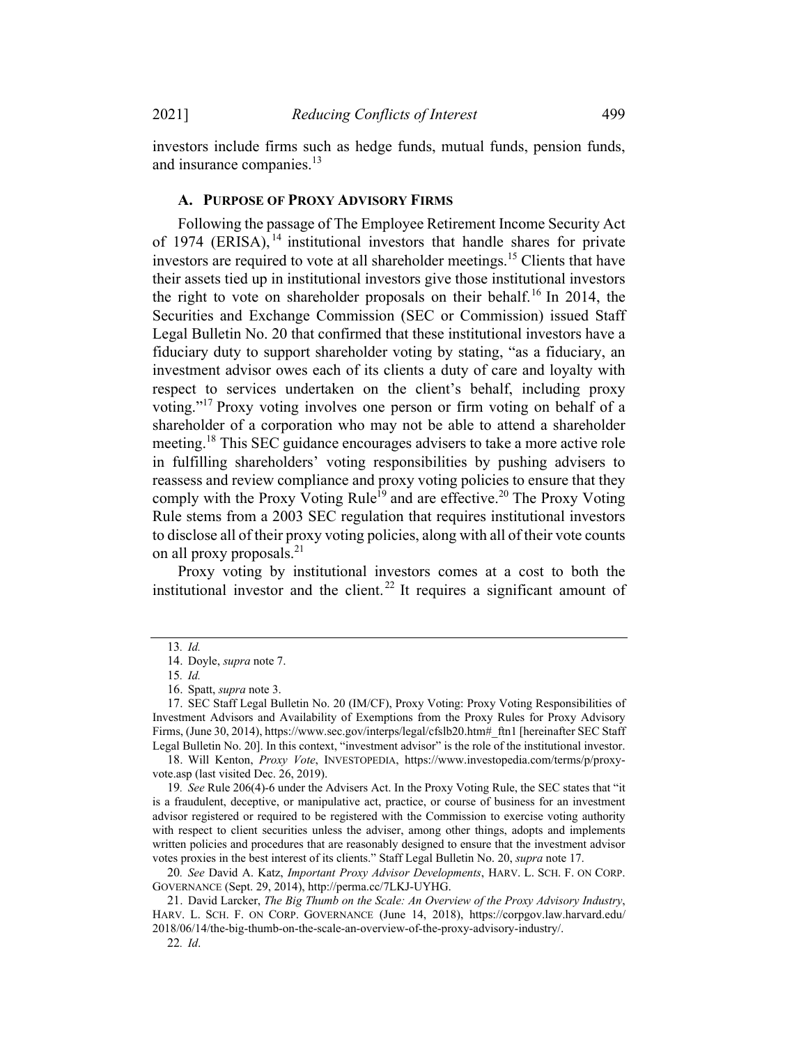investors include firms such as hedge funds, mutual funds, pension funds, and insurance companies.[13]

### A. PURPOSE OF PROXY ADVISORY FIRMS

Following the passage of The Employee Retirement Income Security Act of 1974 (ERISA),[14] institutional investors that handle shares for private investors are required to vote at all shareholder meetings.[15] Clients that have their assets tied up in institutional investors give those institutional investors the right to vote on shareholder proposals on their behalf.[16] In 2014, the Securities and Exchange Commission (SEC or Commission) issued Staff Legal Bulletin No. 20 that confirmed that these institutional investors have a fiduciary duty to support shareholder voting by stating, "as a fiduciary, an investment advisor owes each of its clients a duty of care and loyalty with respect to services undertaken on the client's behalf, including proxy voting."[17] Proxy voting involves one person or firm voting on behalf of a shareholder of a corporation who may not be able to attend a shareholder meeting.[18] This SEC guidance encourages advisers to take a more active role in fulfilling shareholders' voting responsibilities by pushing advisers to reassess and review compliance and proxy voting policies to ensure that they comply with the Proxy Voting Rule[19] and are effective.[20] The Proxy Voting Rule stems from a 2003 SEC regulation that requires institutional investors to disclose all of their proxy voting policies, along with all of their vote counts on all proxy proposals.[21]

Proxy voting by institutional investors comes at a cost to both the institutional investor and the client.[22] It requires a significant amount of

---

13. *Id.*

14. Doyle, *supra* note 7.

15. *Id.*

16. Spatt, *supra* note 3.

17. SEC Staff Legal Bulletin No. 20 (IM/CF), Proxy Voting: Proxy Voting Responsibilities of Investment Advisors and Availability of Exemptions from the Proxy Rules for Proxy Advisory Firms, (June 30, 2014), https://www.sec.gov/interps/legal/cfslb20.htm#_ftn1 [hereinafter SEC Staff Legal Bulletin No. 20]. In this context, "investment advisor" is the role of the institutional investor.

18. Will Kenton, *Proxy Vote*, INVESTOPEDIA, https://www.investopedia.com/terms/p/proxy-vote.asp (last visited Dec. 26, 2019).

19. *See* Rule 206(4)-6 under the Advisers Act. In the Proxy Voting Rule, the SEC states that "it is a fraudulent, deceptive, or manipulative act, practice, or course of business for an investment advisor registered or required to be registered with the Commission to exercise voting authority with respect to client securities unless the adviser, among other things, adopts and implements written policies and procedures that are reasonably designed to ensure that the investment advisor votes proxies in the best interest of its clients." Staff Legal Bulletin No. 20, *supra* note 17.

20. *See* David A. Katz, *Important Proxy Advisor Developments*, HARV. L. SCH. F. ON CORP. GOVERNANCE (Sept. 29, 2014), http://perma.cc/7LKJ-UYHG.

21. David Larcker, *The Big Thumb on the Scale: An Overview of the Proxy Advisory Industry*, HARV. L. SCH. F. ON CORP. GOVERNANCE (June 14, 2018), https://corpgov.law.harvard.edu/2018/06/14/the-big-thumb-on-the-scale-an-overview-of-the-proxy-advisory-industry/.

22. *Id*.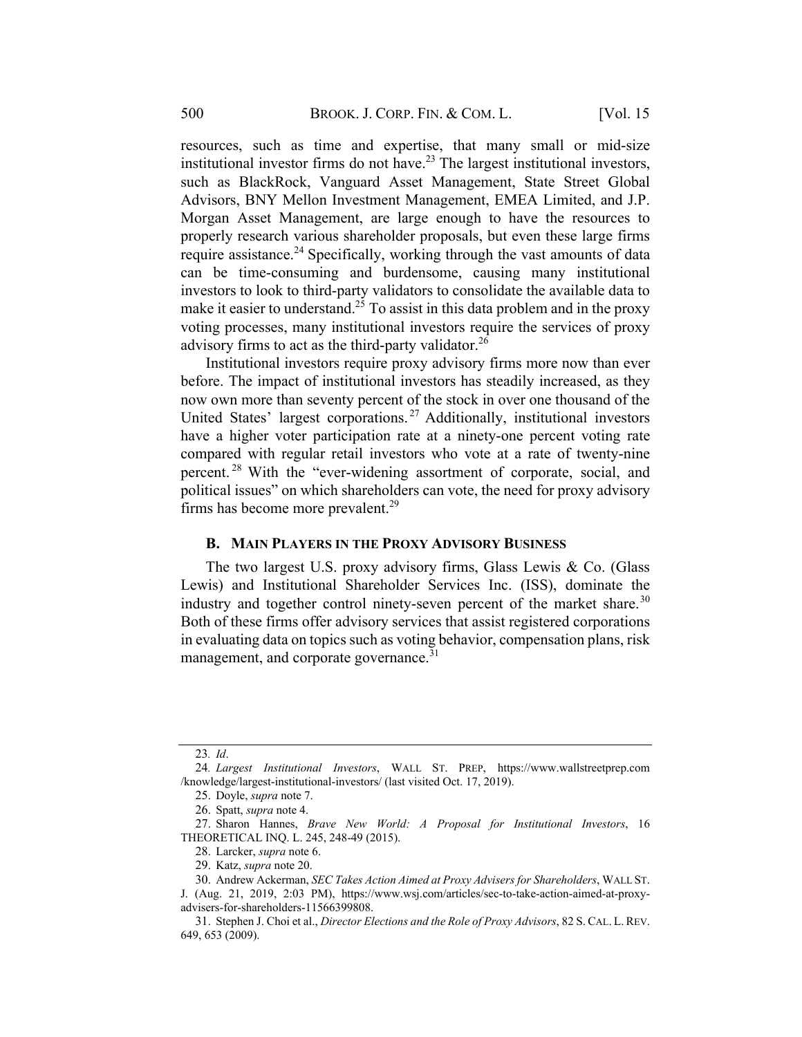resources, such as time and expertise, that many small or mid-size institutional investor firms do not have.[23] The largest institutional investors, such as BlackRock, Vanguard Asset Management, State Street Global Advisors, BNY Mellon Investment Management, EMEA Limited, and J.P. Morgan Asset Management, are large enough to have the resources to properly research various shareholder proposals, but even these large firms require assistance.[24] Specifically, working through the vast amounts of data can be time-consuming and burdensome, causing many institutional investors to look to third-party validators to consolidate the available data to make it easier to understand.[25] To assist in this data problem and in the proxy voting processes, many institutional investors require the services of proxy advisory firms to act as the third-party validator.[26]

Institutional investors require proxy advisory firms more now than ever before. The impact of institutional investors has steadily increased, as they now own more than seventy percent of the stock in over one thousand of the United States' largest corporations.[27] Additionally, institutional investors have a higher voter participation rate at a ninety-one percent voting rate compared with regular retail investors who vote at a rate of twenty-nine percent.[28] With the "ever-widening assortment of corporate, social, and political issues" on which shareholders can vote, the need for proxy advisory firms has become more prevalent.[29]

### B. Main Players in the Proxy Advisory Business

The two largest U.S. proxy advisory firms, Glass Lewis & Co. (Glass Lewis) and Institutional Shareholder Services Inc. (ISS), dominate the industry and together control ninety-seven percent of the market share.[30] Both of these firms offer advisory services that assist registered corporations in evaluating data on topics such as voting behavior, compensation plans, risk management, and corporate governance.[31]

---

23. *Id*.

24. *Largest Institutional Investors*, WALL ST. PREP, https://www.wallstreetprep.com/knowledge/largest-institutional-investors/ (last visited Oct. 17, 2019).

25. Doyle, *supra* note 7.

26. Spatt, *supra* note 4.

27. Sharon Hannes, *Brave New World: A Proposal for Institutional Investors*, 16 THEORETICAL INQ. L. 245, 248-49 (2015).

28. Larcker, *supra* note 6.

29. Katz, *supra* note 20.

30. Andrew Ackerman, *SEC Takes Action Aimed at Proxy Advisers for Shareholders*, WALL ST. J. (Aug. 21, 2019, 2:03 PM), https://www.wsj.com/articles/sec-to-take-action-aimed-at-proxy-advisers-for-shareholders-11566399808.

31. Stephen J. Choi et al., *Director Elections and the Role of Proxy Advisors*, 82 S. CAL. L. REV. 649, 653 (2009).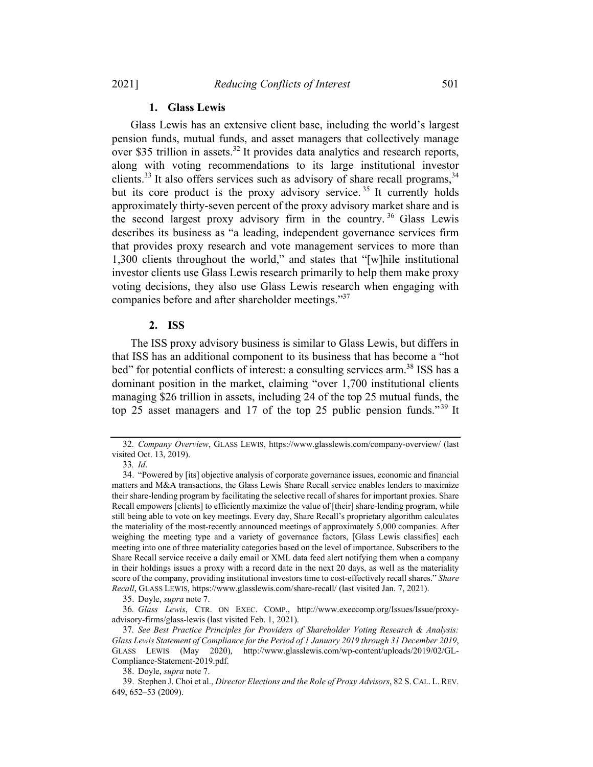### 1. Glass Lewis

Glass Lewis has an extensive client base, including the world's largest pension funds, mutual funds, and asset managers that collectively manage over $35 trillion in assets.[32] It provides data analytics and research reports, along with voting recommendations to its large institutional investor clients.[33] It also offers services such as advisory of share recall programs,[34] but its core product is the proxy advisory service.[35] It currently holds approximately thirty-seven percent of the proxy advisory market share and is the second largest proxy advisory firm in the country.[36] Glass Lewis describes its business as "a leading, independent governance services firm that provides proxy research and vote management services to more than 1,300 clients throughout the world," and states that "[w]hile institutional investor clients use Glass Lewis research primarily to help them make proxy voting decisions, they also use Glass Lewis research when engaging with companies before and after shareholder meetings."[37]

### 2. ISS

The ISS proxy advisory business is similar to Glass Lewis, but differs in that ISS has an additional component to its business that has become a "hot bed" for potential conflicts of interest: a consulting services arm.[38] ISS has a dominant position in the market, claiming "over 1,700 institutional clients managing $26 trillion in assets, including 24 of the top 25 mutual funds, the top 25 asset managers and 17 of the top 25 public pension funds."[39] It

---

32. *Company Overview*, GLASS LEWIS, https://www.glasslewis.com/company-overview/ (last visited Oct. 13, 2019).

33. *Id*.

34. "Powered by [its] objective analysis of corporate governance issues, economic and financial matters and M&A transactions, the Glass Lewis Share Recall service enables lenders to maximize their share-lending program by facilitating the selective recall of shares for important proxies. Share Recall empowers [clients] to efficiently maximize the value of [their] share-lending program, while still being able to vote on key meetings. Every day, Share Recall's proprietary algorithm calculates the materiality of the most-recently announced meetings of approximately 5,000 companies. After weighing the meeting type and a variety of governance factors, [Glass Lewis classifies] each meeting into one of three materiality categories based on the level of importance. Subscribers to the Share Recall service receive a daily email or XML data feed alert notifying them when a company in their holdings issues a proxy with a record date in the next 20 days, as well as the materiality score of the company, providing institutional investors time to cost-effectively recall shares." *Share Recall*, GLASS LEWIS, https://www.glasslewis.com/share-recall/ (last visited Jan. 7, 2021).

35. Doyle, *supra* note 7.

36. *Glass Lewis*, CTR. ON EXEC. COMP., http://www.execcomp.org/Issues/Issue/proxy-advisory-firms/glass-lewis (last visited Feb. 1, 2021).

37. *See Best Practice Principles for Providers of Shareholder Voting Research & Analysis: Glass Lewis Statement of Compliance for the Period of 1 January 2019 through 31 December 2019*, GLASS LEWIS (May 2020), http://www.glasslewis.com/wp-content/uploads/2019/02/GL-Compliance-Statement-2019.pdf.

38. Doyle, *supra* note 7.

39. Stephen J. Choi et al., *Director Elections and the Role of Proxy Advisors*, 82 S. CAL. L. REV. 649, 652–53 (2009).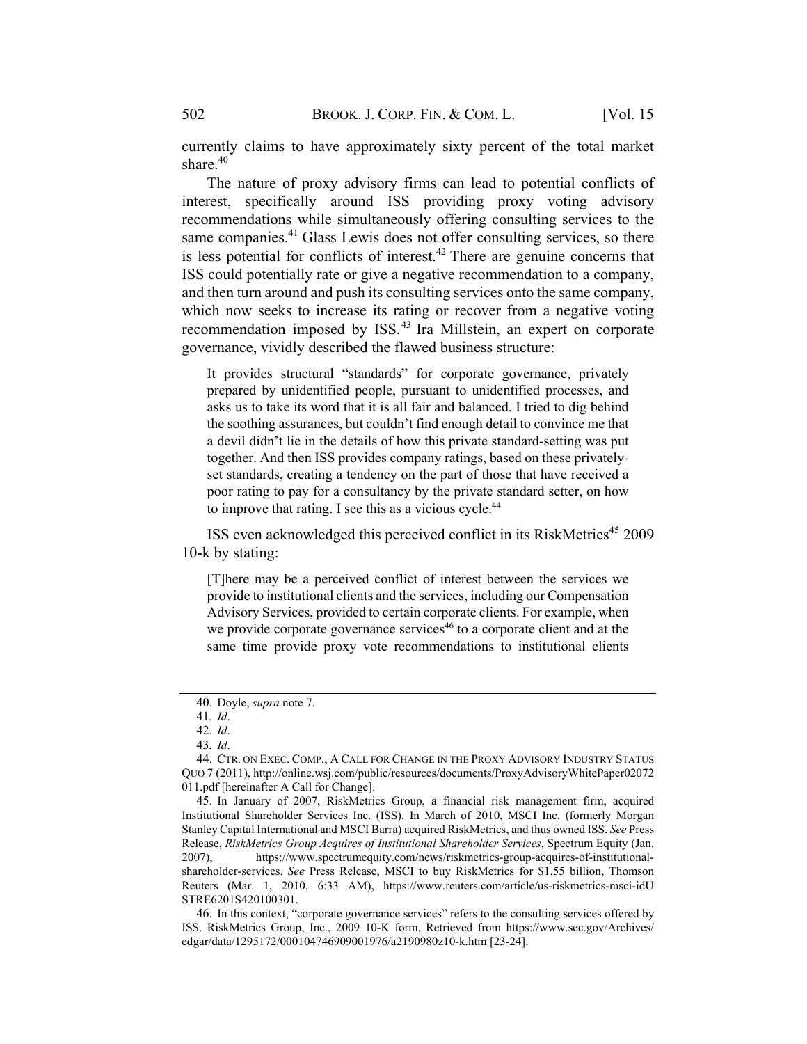currently claims to have approximately sixty percent of the total market share.[40]

The nature of proxy advisory firms can lead to potential conflicts of interest, specifically around ISS providing proxy voting advisory recommendations while simultaneously offering consulting services to the same companies.[41] Glass Lewis does not offer consulting services, so there is less potential for conflicts of interest.[42] There are genuine concerns that ISS could potentially rate or give a negative recommendation to a company, and then turn around and push its consulting services onto the same company, which now seeks to increase its rating or recover from a negative voting recommendation imposed by ISS.[43] Ira Millstein, an expert on corporate governance, vividly described the flawed business structure:

> It provides structural "standards" for corporate governance, privately prepared by unidentified people, pursuant to unidentified processes, and asks us to take its word that it is all fair and balanced. I tried to dig behind the soothing assurances, but couldn't find enough detail to convince me that a devil didn't lie in the details of how this private standard-setting was put together. And then ISS provides company ratings, based on these privately-set standards, creating a tendency on the part of those that have received a poor rating to pay for a consultancy by the private standard setter, on how to improve that rating. I see this as a vicious cycle.[44]

ISS even acknowledged this perceived conflict in its RiskMetrics[45] 2009 10-k by stating:

> [T]here may be a perceived conflict of interest between the services we provide to institutional clients and the services, including our Compensation Advisory Services, provided to certain corporate clients. For example, when we provide corporate governance services[46] to a corporate client and at the same time provide proxy vote recommendations to institutional clients

---

40. Doyle, *supra* note 7.

41. *Id*.

42. *Id*.

43. *Id*.

44. CTR. ON EXEC. COMP., A CALL FOR CHANGE IN THE PROXY ADVISORY INDUSTRY STATUS QUO 7 (2011), http://online.wsj.com/public/resources/documents/ProxyAdvisoryWhitePaper02072011.pdf [hereinafter A Call for Change].

45. In January of 2007, RiskMetrics Group, a financial risk management firm, acquired Institutional Shareholder Services Inc. (ISS). In March of 2010, MSCI Inc. (formerly Morgan Stanley Capital International and MSCI Barra) acquired RiskMetrics, and thus owned ISS. *See* Press Release, *RiskMetrics Group Acquires of Institutional Shareholder Services*, Spectrum Equity (Jan. 2007), https://www.spectrumequity.com/news/riskmetrics-group-acquires-of-institutional-shareholder-services. *See* Press Release, MSCI to buy RiskMetrics for $1.55 billion, Thomson Reuters (Mar. 1, 2010, 6:33 AM), https://www.reuters.com/article/us-riskmetrics-msci-idUSTRE6201S420100301.

46. In this context, "corporate governance services" refers to the consulting services offered by ISS. RiskMetrics Group, Inc., 2009 10-K form, Retrieved from https://www.sec.gov/Archives/edgar/data/1295172/000104746909001976/a2190980z10-k.htm [23-24].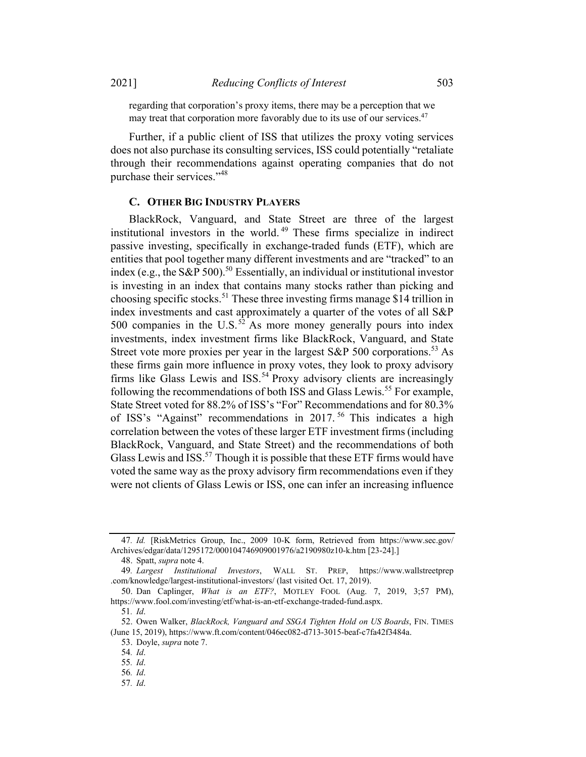regarding that corporation's proxy items, there may be a perception that we may treat that corporation more favorably due to its use of our services.[47]

Further, if a public client of ISS that utilizes the proxy voting services does not also purchase its consulting services, ISS could potentially "retaliate through their recommendations against operating companies that do not purchase their services."[48]

### C. Other Big Industry Players

BlackRock, Vanguard, and State Street are three of the largest institutional investors in the world.[49] These firms specialize in indirect passive investing, specifically in exchange-traded funds (ETF), which are entities that pool together many different investments and are "tracked" to an index (e.g., the S&P 500).[50] Essentially, an individual or institutional investor is investing in an index that contains many stocks rather than picking and choosing specific stocks.[51] These three investing firms manage $14 trillion in index investments and cast approximately a quarter of the votes of all S&P 500 companies in the U.S.[52] As more money generally pours into index investments, index investment firms like BlackRock, Vanguard, and State Street vote more proxies per year in the largest S&P 500 corporations.[53] As these firms gain more influence in proxy votes, they look to proxy advisory firms like Glass Lewis and ISS.[54] Proxy advisory clients are increasingly following the recommendations of both ISS and Glass Lewis.[55] For example, State Street voted for 88.2% of ISS's "For" Recommendations and for 80.3% of ISS's "Against" recommendations in 2017.[56] This indicates a high correlation between the votes of these larger ETF investment firms (including BlackRock, Vanguard, and State Street) and the recommendations of both Glass Lewis and ISS.[57] Though it is possible that these ETF firms would have voted the same way as the proxy advisory firm recommendations even if they were not clients of Glass Lewis or ISS, one can infer an increasing influence

---

47. *Id.* [RiskMetrics Group, Inc., 2009 10-K form, Retrieved from https://www.sec.gov/Archives/edgar/data/1295172/000104746909001976/a2190980z10-k.htm [23-24].]

48. Spatt, *supra* note 4.

49. *Largest Institutional Investors*, WALL ST. PREP, https://www.wallstreetprep.com/knowledge/largest-institutional-investors/ (last visited Oct. 17, 2019).

50. Dan Caplinger, *What is an ETF?*, MOTLEY FOOL (Aug. 7, 2019, 3;57 PM), https://www.fool.com/investing/etf/what-is-an-etf-exchange-traded-fund.aspx.

51. *Id*.

52. Owen Walker, *BlackRock, Vanguard and SSGA Tighten Hold on US Boards*, FIN. TIMES (June 15, 2019), https://www.ft.com/content/046ec082-d713-3015-beaf-c7fa42f3484a.

53. Doyle, *supra* note 7.

54. *Id*.

55. *Id*.

56. *Id*.

57. *Id*.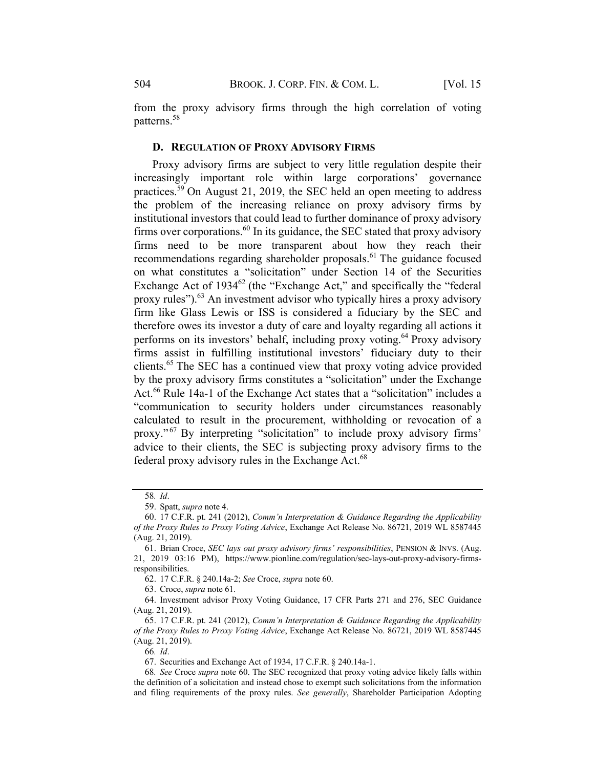from the proxy advisory firms through the high correlation of voting patterns.[58]

### D. Regulation of Proxy Advisory Firms

Proxy advisory firms are subject to very little regulation despite their increasingly important role within large corporations' governance practices.[59] On August 21, 2019, the SEC held an open meeting to address the problem of the increasing reliance on proxy advisory firms by institutional investors that could lead to further dominance of proxy advisory firms over corporations.[60] In its guidance, the SEC stated that proxy advisory firms need to be more transparent about how they reach their recommendations regarding shareholder proposals.[61] The guidance focused on what constitutes a "solicitation" under Section 14 of the Securities Exchange Act of 1934[62] (the "Exchange Act," and specifically the "federal proxy rules").[63] An investment advisor who typically hires a proxy advisory firm like Glass Lewis or ISS is considered a fiduciary by the SEC and therefore owes its investor a duty of care and loyalty regarding all actions it performs on its investors' behalf, including proxy voting.[64] Proxy advisory firms assist in fulfilling institutional investors' fiduciary duty to their clients.[65] The SEC has a continued view that proxy voting advice provided by the proxy advisory firms constitutes a "solicitation" under the Exchange Act.[66] Rule 14a-1 of the Exchange Act states that a "solicitation" includes a "communication to security holders under circumstances reasonably calculated to result in the procurement, withholding or revocation of a proxy."[67] By interpreting "solicitation" to include proxy advisory firms' advice to their clients, the SEC is subjecting proxy advisory firms to the federal proxy advisory rules in the Exchange Act.[68]

---

58. *Id*.

59. Spatt, *supra* note 4.

60. 17 C.F.R. pt. 241 (2012), *Comm'n Interpretation & Guidance Regarding the Applicability of the Proxy Rules to Proxy Voting Advice*, Exchange Act Release No. 86721, 2019 WL 8587445 (Aug. 21, 2019).

61. Brian Croce, *SEC lays out proxy advisory firms' responsibilities*, PENSION & INVS. (Aug. 21, 2019 03:16 PM), https://www.pionline.com/regulation/sec-lays-out-proxy-advisory-firms-responsibilities.

62. 17 C.F.R. § 240.14a-2; *See* Croce, *supra* note 60.

63. Croce, *supra* note 61.

64. Investment advisor Proxy Voting Guidance, 17 CFR Parts 271 and 276, SEC Guidance (Aug. 21, 2019).

65. 17 C.F.R. pt. 241 (2012), *Comm'n Interpretation & Guidance Regarding the Applicability of the Proxy Rules to Proxy Voting Advice*, Exchange Act Release No. 86721, 2019 WL 8587445 (Aug. 21, 2019).

66. *Id*.

67. Securities and Exchange Act of 1934, 17 C.F.R. § 240.14a-1.

68. *See* Croce *supra* note 60. The SEC recognized that proxy voting advice likely falls within the definition of a solicitation and instead chose to exempt such solicitations from the information and filing requirements of the proxy rules. *See generally*, Shareholder Participation Adopting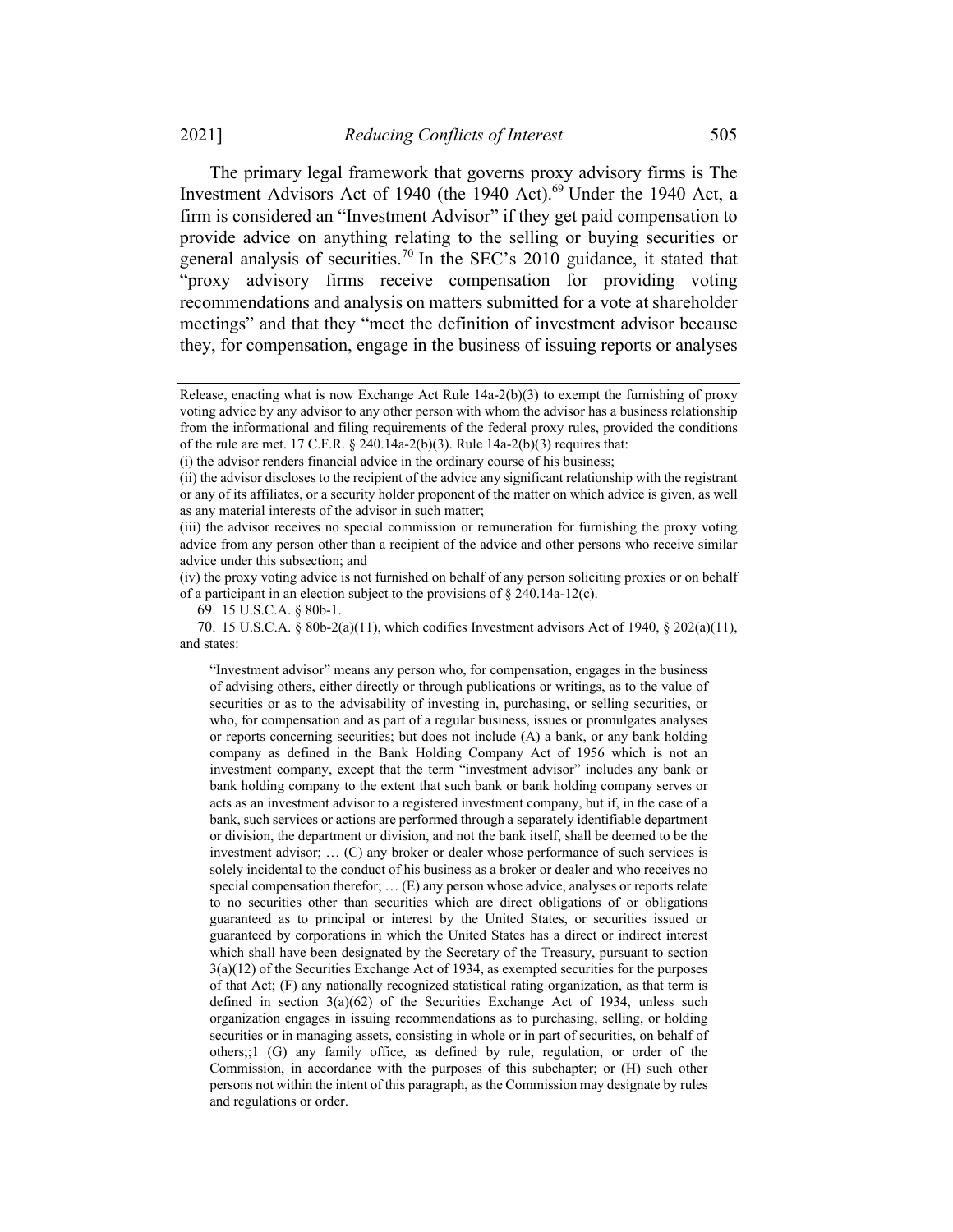The primary legal framework that governs proxy advisory firms is The Investment Advisors Act of 1940 (the 1940 Act).[69] Under the 1940 Act, a firm is considered an "Investment Advisor" if they get paid compensation to provide advice on anything relating to the selling or buying securities or general analysis of securities.[70] In the SEC's 2010 guidance, it stated that "proxy advisory firms receive compensation for providing voting recommendations and analysis on matters submitted for a vote at shareholder meetings" and that they "meet the definition of investment advisor because they, for compensation, engage in the business of issuing reports or analyses

---

Release, enacting what is now Exchange Act Rule 14a-2(b)(3) to exempt the furnishing of proxy voting advice by any advisor to any other person with whom the advisor has a business relationship from the informational and filing requirements of the federal proxy rules, provided the conditions of the rule are met. 17 C.F.R. § 240.14a-2(b)(3). Rule 14a-2(b)(3) requires that:

(i) the advisor renders financial advice in the ordinary course of his business;

(ii) the advisor discloses to the recipient of the advice any significant relationship with the registrant or any of its affiliates, or a security holder proponent of the matter on which advice is given, as well as any material interests of the advisor in such matter;

(iii) the advisor receives no special commission or remuneration for furnishing the proxy voting advice from any person other than a recipient of the advice and other persons who receive similar advice under this subsection; and

(iv) the proxy voting advice is not furnished on behalf of any person soliciting proxies or on behalf of a participant in an election subject to the provisions of § 240.14a-12(c).

69. 15 U.S.C.A. § 80b-1.

70. 15 U.S.C.A. § 80b-2(a)(11), which codifies Investment advisors Act of 1940, § 202(a)(11), and states:

> "Investment advisor" means any person who, for compensation, engages in the business of advising others, either directly or through publications or writings, as to the value of securities or as to the advisability of investing in, purchasing, or selling securities, or who, for compensation and as part of a regular business, issues or promulgates analyses or reports concerning securities; but does not include (A) a bank, or any bank holding company as defined in the Bank Holding Company Act of 1956 which is not an investment company, except that the term "investment advisor" includes any bank or bank holding company to the extent that such bank or bank holding company serves or acts as an investment advisor to a registered investment company, but if, in the case of a bank, such services or actions are performed through a separately identifiable department or division, the department or division, and not the bank itself, shall be deemed to be the investment advisor; … (C) any broker or dealer whose performance of such services is solely incidental to the conduct of his business as a broker or dealer and who receives no special compensation therefor; … (E) any person whose advice, analyses or reports relate to no securities other than securities which are direct obligations of or obligations guaranteed as to principal or interest by the United States, or securities issued or guaranteed by corporations in which the United States has a direct or indirect interest which shall have been designated by the Secretary of the Treasury, pursuant to section 3(a)(12) of the Securities Exchange Act of 1934, as exempted securities for the purposes of that Act; (F) any nationally recognized statistical rating organization, as that term is defined in section 3(a)(62) of the Securities Exchange Act of 1934, unless such organization engages in issuing recommendations as to purchasing, selling, or holding securities or in managing assets, consisting in whole or in part of securities, on behalf of others;;1 (G) any family office, as defined by rule, regulation, or order of the Commission, in accordance with the purposes of this subchapter; or (H) such other persons not within the intent of this paragraph, as the Commission may designate by rules and regulations or order.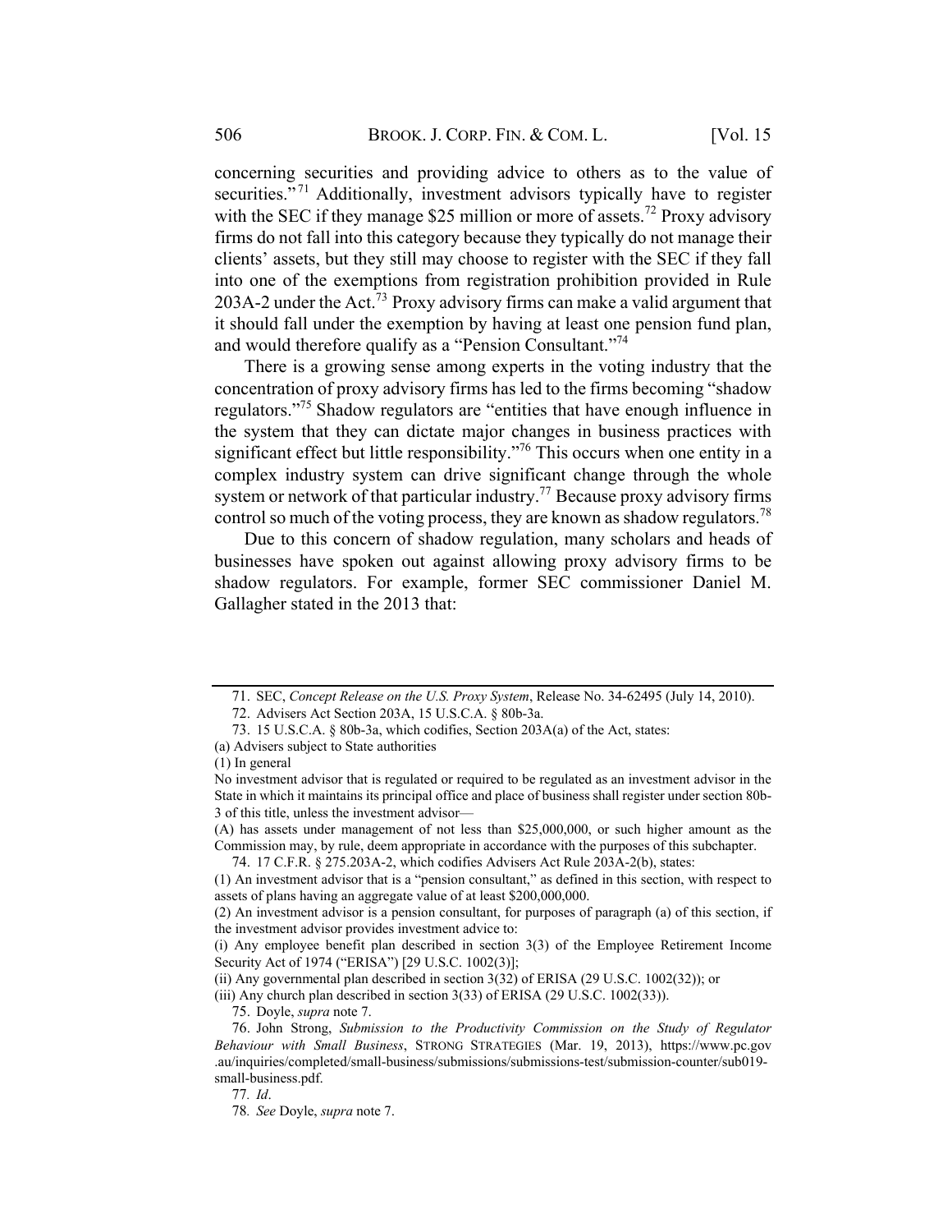concerning securities and providing advice to others as to the value of securities."[71] Additionally, investment advisors typically have to register with the SEC if they manage $25 million or more of assets.[72] Proxy advisory firms do not fall into this category because they typically do not manage their clients' assets, but they still may choose to register with the SEC if they fall into one of the exemptions from registration prohibition provided in Rule 203A-2 under the Act.[73] Proxy advisory firms can make a valid argument that it should fall under the exemption by having at least one pension fund plan, and would therefore qualify as a "Pension Consultant."[74]

There is a growing sense among experts in the voting industry that the concentration of proxy advisory firms has led to the firms becoming "shadow regulators."[75] Shadow regulators are "entities that have enough influence in the system that they can dictate major changes in business practices with significant effect but little responsibility."[76] This occurs when one entity in a complex industry system can drive significant change through the whole system or network of that particular industry.[77] Because proxy advisory firms control so much of the voting process, they are known as shadow regulators.[78]

Due to this concern of shadow regulation, many scholars and heads of businesses have spoken out against allowing proxy advisory firms to be shadow regulators. For example, former SEC commissioner Daniel M. Gallagher stated in the 2013 that:

---

71. SEC, *Concept Release on the U.S. Proxy System*, Release No. 34-62495 (July 14, 2010).

72. Advisers Act Section 203A, 15 U.S.C.A. § 80b-3a.

73. 15 U.S.C.A. § 80b-3a, which codifies, Section 203A(a) of the Act, states:

(a) Advisers subject to State authorities

(1) In general

No investment advisor that is regulated or required to be regulated as an investment advisor in the State in which it maintains its principal office and place of business shall register under section 80b-3 of this title, unless the investment advisor—

(A) has assets under management of not less than $25,000,000, or such higher amount as the Commission may, by rule, deem appropriate in accordance with the purposes of this subchapter.

74. 17 C.F.R. § 275.203A-2, which codifies Advisers Act Rule 203A-2(b), states:

(1) An investment advisor that is a "pension consultant," as defined in this section, with respect to assets of plans having an aggregate value of at least $200,000,000.

(2) An investment advisor is a pension consultant, for purposes of paragraph (a) of this section, if the investment advisor provides investment advice to:

(i) Any employee benefit plan described in section 3(3) of the Employee Retirement Income Security Act of 1974 ("ERISA") [29 U.S.C. 1002(3)];

(ii) Any governmental plan described in section 3(32) of ERISA (29 U.S.C. 1002(32)); or

(iii) Any church plan described in section 3(33) of ERISA (29 U.S.C. 1002(33)).

75. Doyle, *supra* note 7.

76. John Strong, *Submission to the Productivity Commission on the Study of Regulator Behaviour with Small Business*, STRONG STRATEGIES (Mar. 19, 2013), https://www.pc.gov.au/inquiries/completed/small-business/submissions/submissions-test/submission-counter/sub019-small-business.pdf.

77. *Id*.

78. *See* Doyle, *supra* note 7.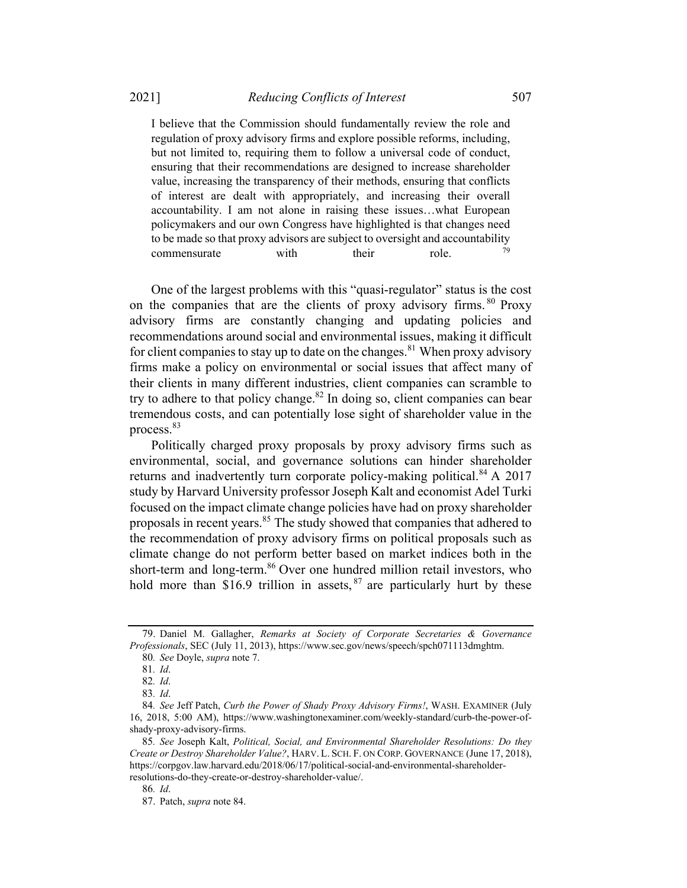> I believe that the Commission should fundamentally review the role and regulation of proxy advisory firms and explore possible reforms, including, but not limited to, requiring them to follow a universal code of conduct, ensuring that their recommendations are designed to increase shareholder value, increasing the transparency of their methods, ensuring that conflicts of interest are dealt with appropriately, and increasing their overall accountability. I am not alone in raising these issues…what European policymakers and our own Congress have highlighted is that changes need to be made so that proxy advisors are subject to oversight and accountability commensurate with their role.[79]

One of the largest problems with this "quasi-regulator" status is the cost on the companies that are the clients of proxy advisory firms.[80] Proxy advisory firms are constantly changing and updating policies and recommendations around social and environmental issues, making it difficult for client companies to stay up to date on the changes.[81] When proxy advisory firms make a policy on environmental or social issues that affect many of their clients in many different industries, client companies can scramble to try to adhere to that policy change.[82] In doing so, client companies can bear tremendous costs, and can potentially lose sight of shareholder value in the process.[83]

Politically charged proxy proposals by proxy advisory firms such as environmental, social, and governance solutions can hinder shareholder returns and inadvertently turn corporate policy-making political.[84] A 2017 study by Harvard University professor Joseph Kalt and economist Adel Turki focused on the impact climate change policies have had on proxy shareholder proposals in recent years.[85] The study showed that companies that adhered to the recommendation of proxy advisory firms on political proposals such as climate change do not perform better based on market indices both in the short-term and long-term.[86] Over one hundred million retail investors, who hold more than $16.9 trillion in assets,[87] are particularly hurt by these

---

79. Daniel M. Gallagher, *Remarks at Society of Corporate Secretaries & Governance Professionals*, SEC (July 11, 2013), https://www.sec.gov/news/speech/spch071113dmghtm.

80. *See* Doyle, *supra* note 7.

81. *Id*.

82. *Id*.

83. *Id*.

84. *See* Jeff Patch, *Curb the Power of Shady Proxy Advisory Firms!*, WASH. EXAMINER (July 16, 2018, 5:00 AM), https://www.washingtonexaminer.com/weekly-standard/curb-the-power-of-shady-proxy-advisory-firms.

85. *See* Joseph Kalt, *Political, Social, and Environmental Shareholder Resolutions: Do they Create or Destroy Shareholder Value?*, HARV. L. SCH. F. ON CORP. GOVERNANCE (June 17, 2018), https://corpgov.law.harvard.edu/2018/06/17/political-social-and-environmental-shareholder-resolutions-do-they-create-or-destroy-shareholder-value/.

86. *Id*.

87. Patch, *supra* note 84.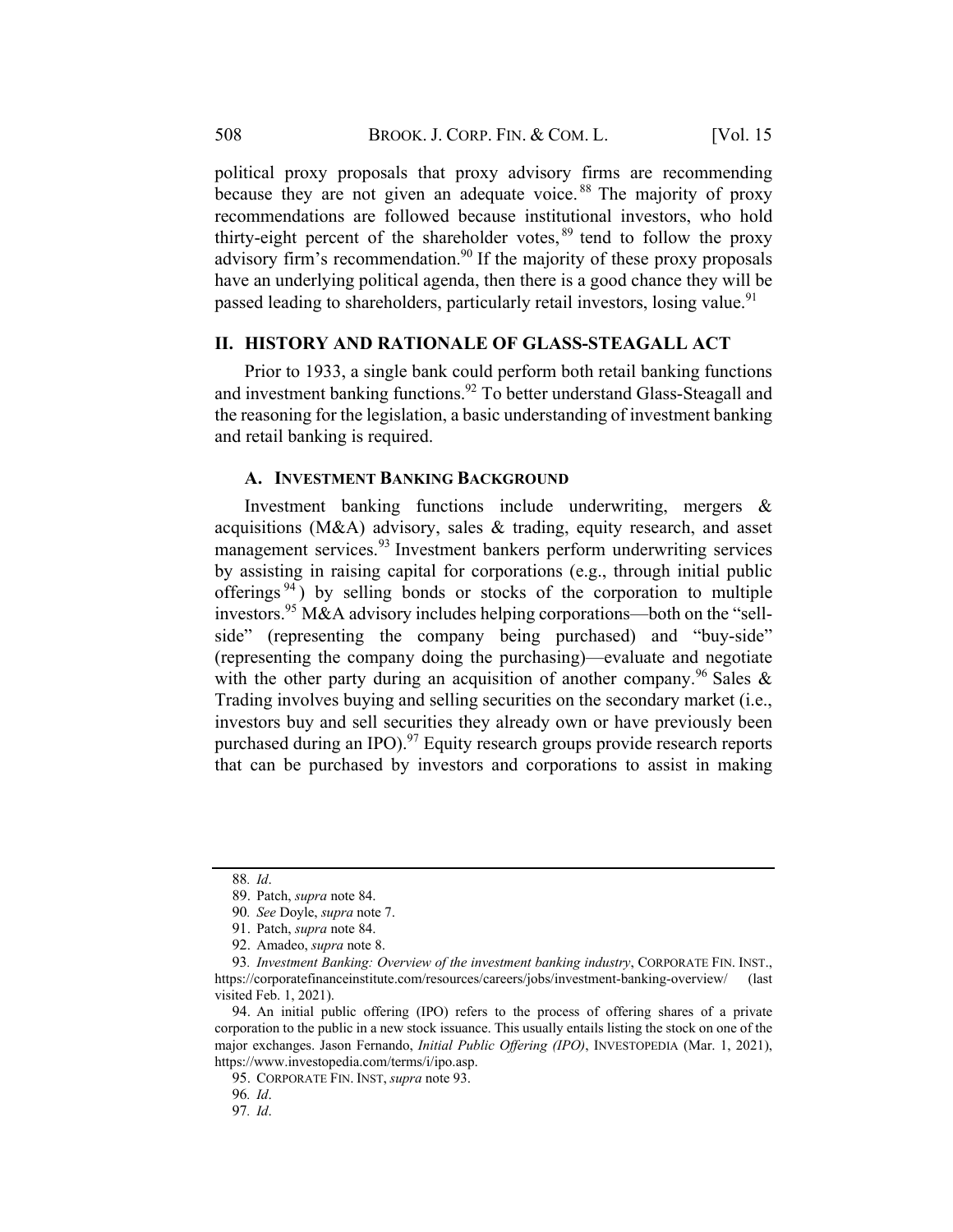political proxy proposals that proxy advisory firms are recommending because they are not given an adequate voice.[88] The majority of proxy recommendations are followed because institutional investors, who hold thirty-eight percent of the shareholder votes,[89] tend to follow the proxy advisory firm's recommendation.[90] If the majority of these proxy proposals have an underlying political agenda, then there is a good chance they will be passed leading to shareholders, particularly retail investors, losing value.[91]

## II. HISTORY AND RATIONALE OF GLASS-STEAGALL ACT

Prior to 1933, a single bank could perform both retail banking functions and investment banking functions.[92] To better understand Glass-Steagall and the reasoning for the legislation, a basic understanding of investment banking and retail banking is required.

### A. INVESTMENT BANKING BACKGROUND

Investment banking functions include underwriting, mergers & acquisitions (M&A) advisory, sales & trading, equity research, and asset management services.[93] Investment bankers perform underwriting services by assisting in raising capital for corporations (e.g., through initial public offerings[94]) by selling bonds or stocks of the corporation to multiple investors.[95] M&A advisory includes helping corporations—both on the "sell-side" (representing the company being purchased) and "buy-side" (representing the company doing the purchasing)—evaluate and negotiate with the other party during an acquisition of another company.[96] Sales & Trading involves buying and selling securities on the secondary market (i.e., investors buy and sell securities they already own or have previously been purchased during an IPO).[97] Equity research groups provide research reports that can be purchased by investors and corporations to assist in making

---

88. *Id*.

89. Patch, *supra* note 84.

90. *See* Doyle, *supra* note 7.

91. Patch, *supra* note 84.

92. Amadeo, *supra* note 8.

93. *Investment Banking: Overview of the investment banking industry*, CORPORATE FIN. INST., https://corporatefinanceinstitute.com/resources/careers/jobs/investment-banking-overview/ (last visited Feb. 1, 2021).

94. An initial public offering (IPO) refers to the process of offering shares of a private corporation to the public in a new stock issuance. This usually entails listing the stock on one of the major exchanges. Jason Fernando, *Initial Public Offering (IPO)*, INVESTOPEDIA (Mar. 1, 2021), https://www.investopedia.com/terms/i/ipo.asp.

95. CORPORATE FIN. INST, *supra* note 93.

96. *Id*.

97. *Id*.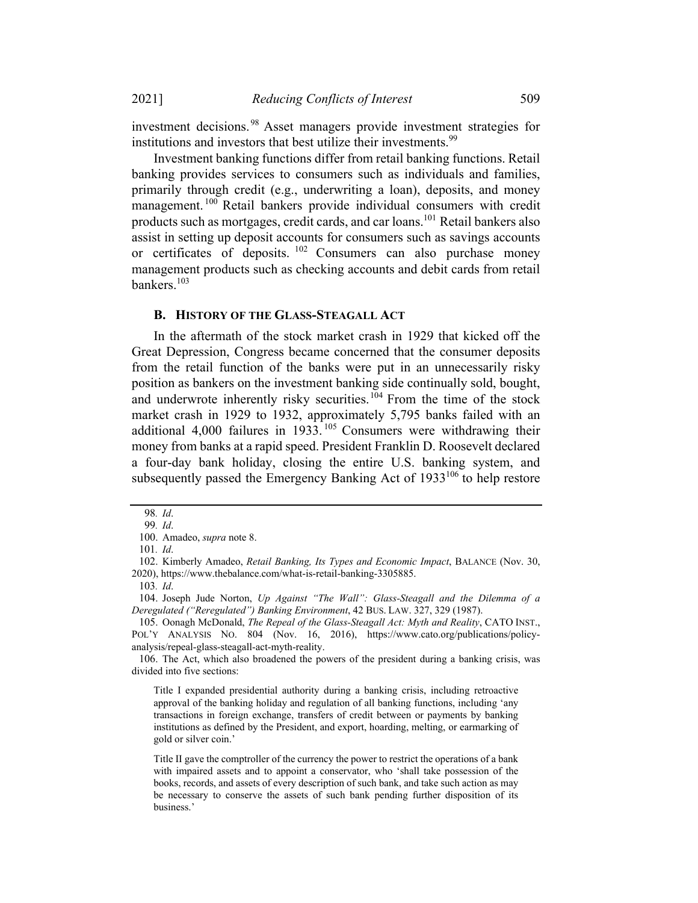investment decisions.[98] Asset managers provide investment strategies for institutions and investors that best utilize their investments.[99]

Investment banking functions differ from retail banking functions. Retail banking provides services to consumers such as individuals and families, primarily through credit (e.g., underwriting a loan), deposits, and money management.[100] Retail bankers provide individual consumers with credit products such as mortgages, credit cards, and car loans.[101] Retail bankers also assist in setting up deposit accounts for consumers such as savings accounts or certificates of deposits.[102] Consumers can also purchase money management products such as checking accounts and debit cards from retail bankers.[103]

### B. History of the Glass-Steagall Act

In the aftermath of the stock market crash in 1929 that kicked off the Great Depression, Congress became concerned that the consumer deposits from the retail function of the banks were put in an unnecessarily risky position as bankers on the investment banking side continually sold, bought, and underwrote inherently risky securities.[104] From the time of the stock market crash in 1929 to 1932, approximately 5,795 banks failed with an additional 4,000 failures in 1933.[105] Consumers were withdrawing their money from banks at a rapid speed. President Franklin D. Roosevelt declared a four-day bank holiday, closing the entire U.S. banking system, and subsequently passed the Emergency Banking Act of 1933[106] to help restore

---

98. *Id*.

99. *Id*.

100. Amadeo, *supra* note 8.

101. *Id*.

102. Kimberly Amadeo, *Retail Banking, Its Types and Economic Impact*, BALANCE (Nov. 30, 2020), https://www.thebalance.com/what-is-retail-banking-3305885.

103. *Id*.

104. Joseph Jude Norton, *Up Against "The Wall": Glass-Steagall and the Dilemma of a Deregulated ("Reregulated") Banking Environment*, 42 BUS. LAW. 327, 329 (1987).

105. Oonagh McDonald, *The Repeal of the Glass-Steagall Act: Myth and Reality*, CATO INST., POL'Y ANALYSIS NO. 804 (Nov. 16, 2016), https://www.cato.org/publications/policy-analysis/repeal-glass-steagall-act-myth-reality.

106. The Act, which also broadened the powers of the president during a banking crisis, was divided into five sections:

> Title I expanded presidential authority during a banking crisis, including retroactive approval of the banking holiday and regulation of all banking functions, including 'any transactions in foreign exchange, transfers of credit between or payments by banking institutions as defined by the President, and export, hoarding, melting, or earmarking of gold or silver coin.'
>
> Title II gave the comptroller of the currency the power to restrict the operations of a bank with impaired assets and to appoint a conservator, who 'shall take possession of the books, records, and assets of every description of such bank, and take such action as may be necessary to conserve the assets of such bank pending further disposition of its business.'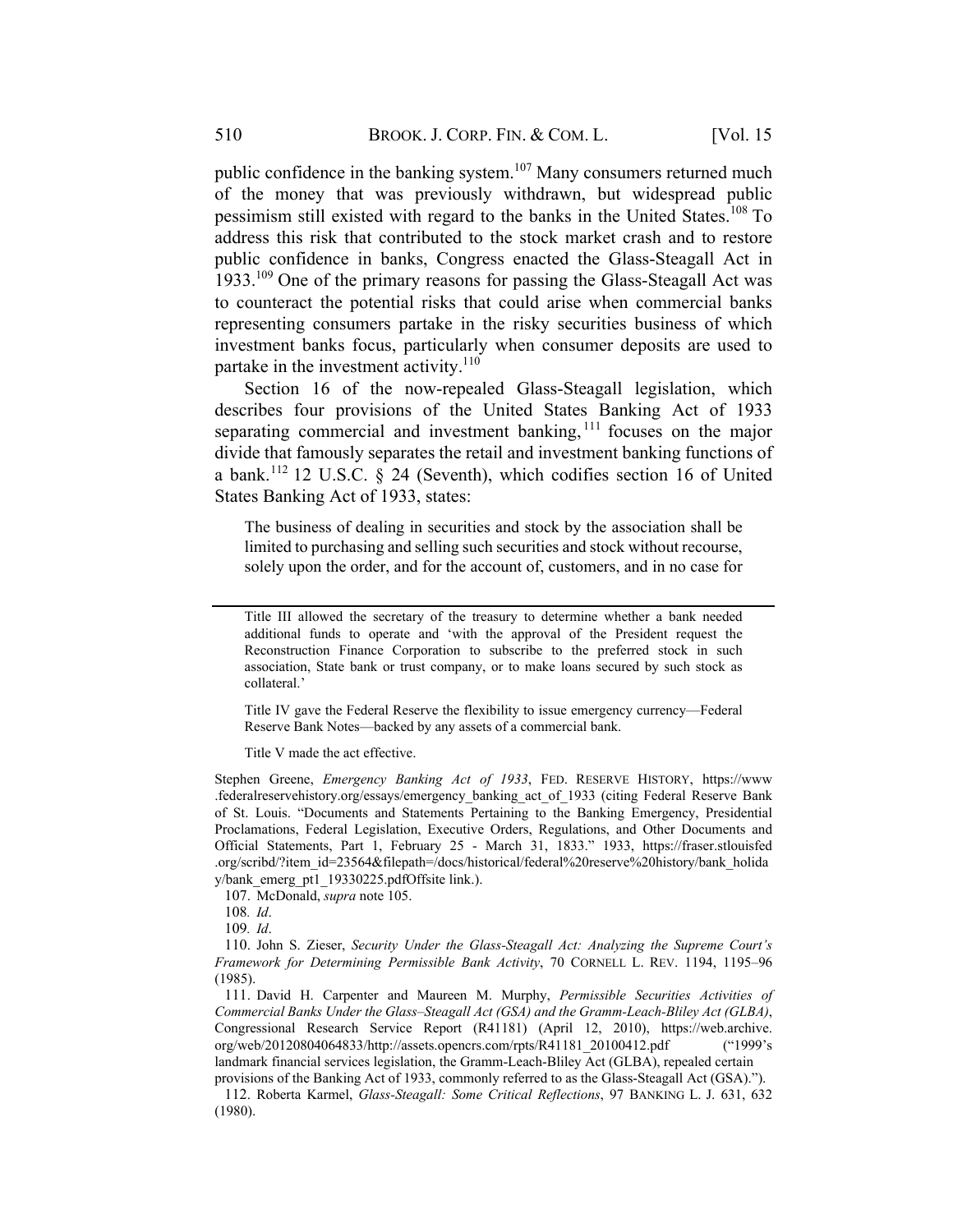public confidence in the banking system.[107] Many consumers returned much of the money that was previously withdrawn, but widespread public pessimism still existed with regard to the banks in the United States.[108] To address this risk that contributed to the stock market crash and to restore public confidence in banks, Congress enacted the Glass-Steagall Act in 1933.[109] One of the primary reasons for passing the Glass-Steagall Act was to counteract the potential risks that could arise when commercial banks representing consumers partake in the risky securities business of which investment banks focus, particularly when consumer deposits are used to partake in the investment activity.[110]

Section 16 of the now-repealed Glass-Steagall legislation, which describes four provisions of the United States Banking Act of 1933 separating commercial and investment banking,[111] focuses on the major divide that famously separates the retail and investment banking functions of a bank.[112] 12 U.S.C. § 24 (Seventh), which codifies section 16 of United States Banking Act of 1933, states:

> The business of dealing in securities and stock by the association shall be limited to purchasing and selling such securities and stock without recourse, solely upon the order, and for the account of, customers, and in no case for

---

> Title III allowed the secretary of the treasury to determine whether a bank needed additional funds to operate and 'with the approval of the President request the Reconstruction Finance Corporation to subscribe to the preferred stock in such association, State bank or trust company, or to make loans secured by such stock as collateral.'
>
> Title IV gave the Federal Reserve the flexibility to issue emergency currency—Federal Reserve Bank Notes—backed by any assets of a commercial bank.
>
> Title V made the act effective.

Stephen Greene, *Emergency Banking Act of 1933*, FED. RESERVE HISTORY, https://www.federalreservehistory.org/essays/emergency_banking_act_of_1933 (citing Federal Reserve Bank of St. Louis. "Documents and Statements Pertaining to the Banking Emergency, Presidential Proclamations, Federal Legislation, Executive Orders, Regulations, and Other Documents and Official Statements, Part 1, February 25 - March 31, 1833." 1933, https://fraser.stlouisfed.org/scribd/?item_id=23564&filepath=/docs/historical/federal%20reserve%20history/bank_holiday/bank_emerg_pt1_19330225.pdfOffsite link.).

107. McDonald, *supra* note 105.

108. *Id*.

109. *Id*.

110. John S. Zieser, *Security Under the Glass-Steagall Act: Analyzing the Supreme Court's Framework for Determining Permissible Bank Activity*, 70 CORNELL L. REV. 1194, 1195–96 (1985).

111. David H. Carpenter and Maureen M. Murphy, *Permissible Securities Activities of Commercial Banks Under the Glass–Steagall Act (GSA) and the Gramm-Leach-Bliley Act (GLBA)*, Congressional Research Service Report (R41181) (April 12, 2010), https://web.archive.org/web/20120804064833/http://assets.opencrs.com/rpts/R41181_20100412.pdf ("1999's landmark financial services legislation, the Gramm-Leach-Bliley Act (GLBA), repealed certain provisions of the Banking Act of 1933, commonly referred to as the Glass-Steagall Act (GSA).").

112. Roberta Karmel, *Glass-Steagall: Some Critical Reflections*, 97 BANKING L. J. 631, 632 (1980).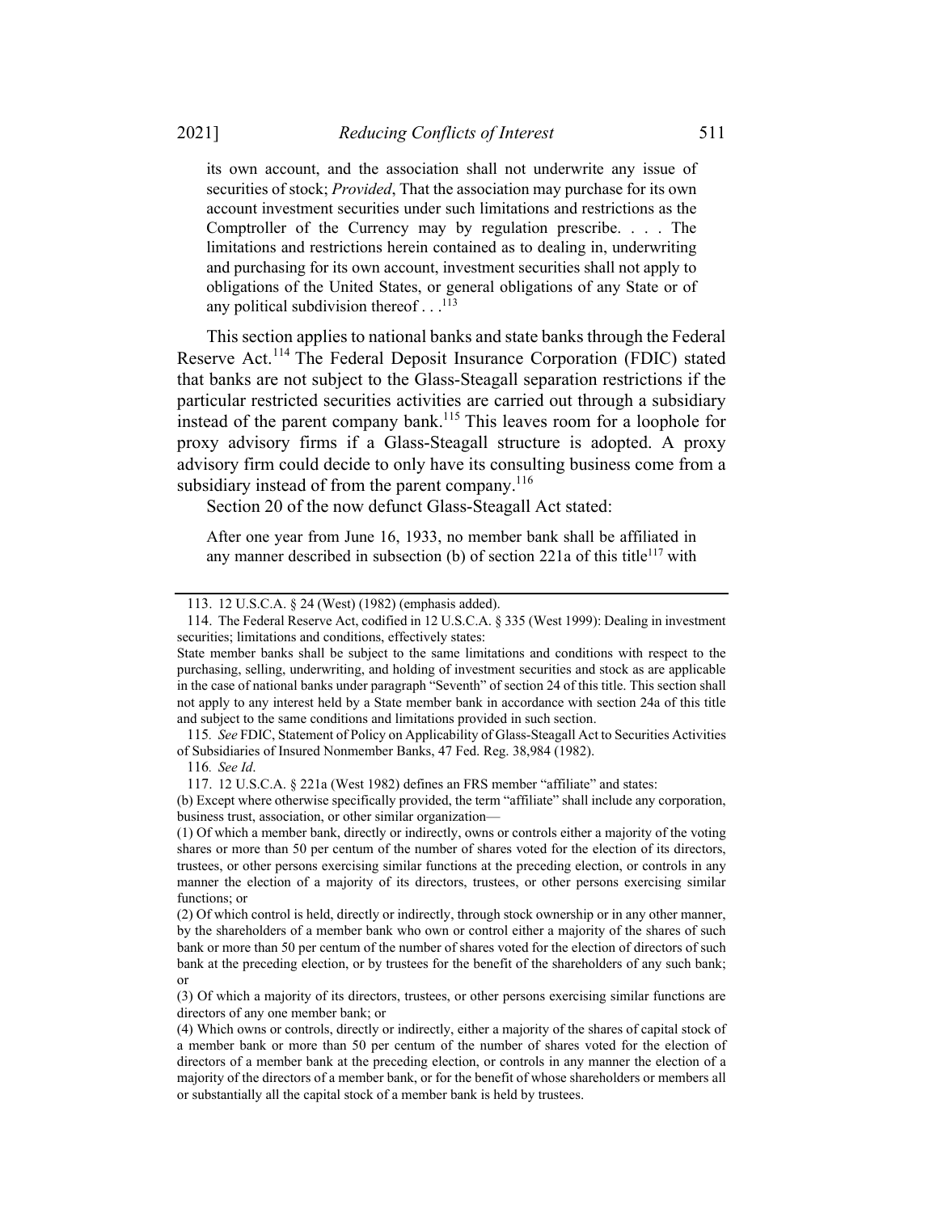> its own account, and the association shall not underwrite any issue of securities of stock; *Provided*, That the association may purchase for its own account investment securities under such limitations and restrictions as the Comptroller of the Currency may by regulation prescribe. . . . The limitations and restrictions herein contained as to dealing in, underwriting and purchasing for its own account, investment securities shall not apply to obligations of the United States, or general obligations of any State or of any political subdivision thereof . . .[113]

This section applies to national banks and state banks through the Federal Reserve Act.[114] The Federal Deposit Insurance Corporation (FDIC) stated that banks are not subject to the Glass-Steagall separation restrictions if the particular restricted securities activities are carried out through a subsidiary instead of the parent company bank.[115] This leaves room for a loophole for proxy advisory firms if a Glass-Steagall structure is adopted. A proxy advisory firm could decide to only have its consulting business come from a subsidiary instead of from the parent company.[116]

Section 20 of the now defunct Glass-Steagall Act stated:

> After one year from June 16, 1933, no member bank shall be affiliated in any manner described in subsection (b) of section 221a of this title[117] with

---

113. 12 U.S.C.A. § 24 (West) (1982) (emphasis added).

114. The Federal Reserve Act, codified in 12 U.S.C.A. § 335 (West 1999): Dealing in investment securities; limitations and conditions, effectively states:

State member banks shall be subject to the same limitations and conditions with respect to the purchasing, selling, underwriting, and holding of investment securities and stock as are applicable in the case of national banks under paragraph "Seventh" of section 24 of this title. This section shall not apply to any interest held by a State member bank in accordance with section 24a of this title and subject to the same conditions and limitations provided in such section.

115. *See* FDIC, Statement of Policy on Applicability of Glass-Steagall Act to Securities Activities of Subsidiaries of Insured Nonmember Banks, 47 Fed. Reg. 38,984 (1982).

116. *See Id*.

117. 12 U.S.C.A. § 221a (West 1982) defines an FRS member "affiliate" and states:

(b) Except where otherwise specifically provided, the term "affiliate" shall include any corporation, business trust, association, or other similar organization—

(1) Of which a member bank, directly or indirectly, owns or controls either a majority of the voting shares or more than 50 per centum of the number of shares voted for the election of its directors, trustees, or other persons exercising similar functions at the preceding election, or controls in any manner the election of a majority of its directors, trustees, or other persons exercising similar functions; or

(2) Of which control is held, directly or indirectly, through stock ownership or in any other manner, by the shareholders of a member bank who own or control either a majority of the shares of such bank or more than 50 per centum of the number of shares voted for the election of directors of such bank at the preceding election, or by trustees for the benefit of the shareholders of any such bank; or

(3) Of which a majority of its directors, trustees, or other persons exercising similar functions are directors of any one member bank; or

(4) Which owns or controls, directly or indirectly, either a majority of the shares of capital stock of a member bank or more than 50 per centum of the number of shares voted for the election of directors of a member bank at the preceding election, or controls in any manner the election of a majority of the directors of a member bank, or for the benefit of whose shareholders or members all or substantially all the capital stock of a member bank is held by trustees.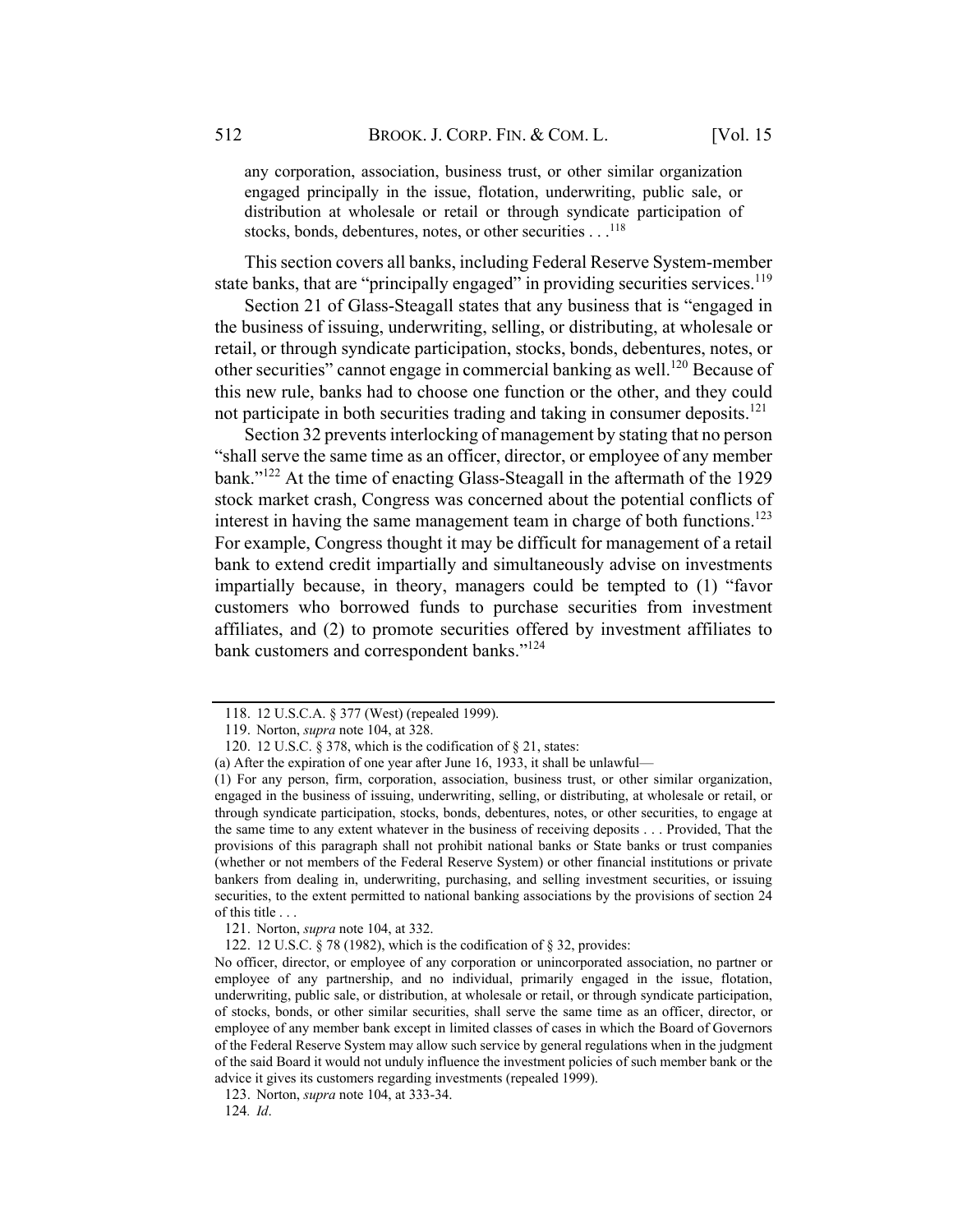> any corporation, association, business trust, or other similar organization engaged principally in the issue, flotation, underwriting, public sale, or distribution at wholesale or retail or through syndicate participation of stocks, bonds, debentures, notes, or other securities . . .[118]

This section covers all banks, including Federal Reserve System-member state banks, that are "principally engaged" in providing securities services.[119]

Section 21 of Glass-Steagall states that any business that is "engaged in the business of issuing, underwriting, selling, or distributing, at wholesale or retail, or through syndicate participation, stocks, bonds, debentures, notes, or other securities" cannot engage in commercial banking as well.[120] Because of this new rule, banks had to choose one function or the other, and they could not participate in both securities trading and taking in consumer deposits.[121]

Section 32 prevents interlocking of management by stating that no person "shall serve the same time as an officer, director, or employee of any member bank."[122] At the time of enacting Glass-Steagall in the aftermath of the 1929 stock market crash, Congress was concerned about the potential conflicts of interest in having the same management team in charge of both functions.[123] For example, Congress thought it may be difficult for management of a retail bank to extend credit impartially and simultaneously advise on investments impartially because, in theory, managers could be tempted to (1) "favor customers who borrowed funds to purchase securities from investment affiliates, and (2) to promote securities offered by investment affiliates to bank customers and correspondent banks."[124]

---

118. 12 U.S.C.A. § 377 (West) (repealed 1999).

119. Norton, *supra* note 104, at 328.

120. 12 U.S.C. § 378, which is the codification of § 21, states:

(a) After the expiration of one year after June 16, 1933, it shall be unlawful—

(1) For any person, firm, corporation, association, business trust, or other similar organization, engaged in the business of issuing, underwriting, selling, or distributing, at wholesale or retail, or through syndicate participation, stocks, bonds, debentures, notes, or other securities, to engage at the same time to any extent whatever in the business of receiving deposits . . . Provided, That the provisions of this paragraph shall not prohibit national banks or State banks or trust companies (whether or not members of the Federal Reserve System) or other financial institutions or private bankers from dealing in, underwriting, purchasing, and selling investment securities, or issuing securities, to the extent permitted to national banking associations by the provisions of section 24 of this title . . .

121. Norton, *supra* note 104, at 332.

122. 12 U.S.C. § 78 (1982), which is the codification of § 32, provides:

No officer, director, or employee of any corporation or unincorporated association, no partner or employee of any partnership, and no individual, primarily engaged in the issue, flotation, underwriting, public sale, or distribution, at wholesale or retail, or through syndicate participation, of stocks, bonds, or other similar securities, shall serve the same time as an officer, director, or employee of any member bank except in limited classes of cases in which the Board of Governors of the Federal Reserve System may allow such service by general regulations when in the judgment of the said Board it would not unduly influence the investment policies of such member bank or the advice it gives its customers regarding investments (repealed 1999).

123. Norton, *supra* note 104, at 333-34.

124. *Id*.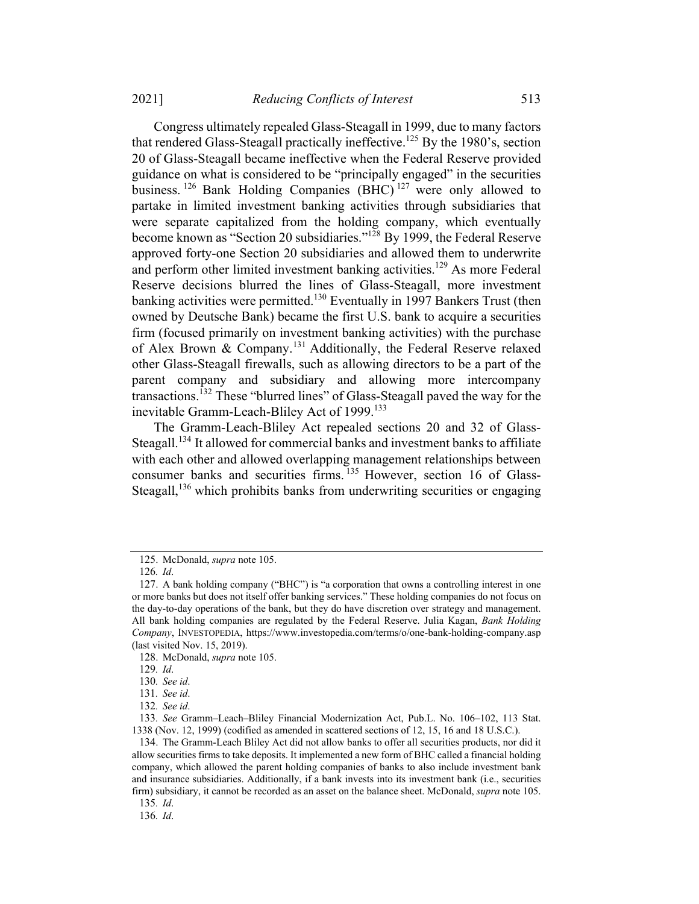Congress ultimately repealed Glass-Steagall in 1999, due to many factors that rendered Glass-Steagall practically ineffective.[125] By the 1980's, section 20 of Glass-Steagall became ineffective when the Federal Reserve provided guidance on what is considered to be "principally engaged" in the securities business.[126] Bank Holding Companies (BHC)[127] were only allowed to partake in limited investment banking activities through subsidiaries that were separate capitalized from the holding company, which eventually become known as "Section 20 subsidiaries."[128] By 1999, the Federal Reserve approved forty-one Section 20 subsidiaries and allowed them to underwrite and perform other limited investment banking activities.[129] As more Federal Reserve decisions blurred the lines of Glass-Steagall, more investment banking activities were permitted.[130] Eventually in 1997 Bankers Trust (then owned by Deutsche Bank) became the first U.S. bank to acquire a securities firm (focused primarily on investment banking activities) with the purchase of Alex Brown & Company.[131] Additionally, the Federal Reserve relaxed other Glass-Steagall firewalls, such as allowing directors to be a part of the parent company and subsidiary and allowing more intercompany transactions.[132] These "blurred lines" of Glass-Steagall paved the way for the inevitable Gramm-Leach-Bliley Act of 1999.[133]

The Gramm-Leach-Bliley Act repealed sections 20 and 32 of Glass-Steagall.[134] It allowed for commercial banks and investment banks to affiliate with each other and allowed overlapping management relationships between consumer banks and securities firms.[135] However, section 16 of Glass-Steagall,[136] which prohibits banks from underwriting securities or engaging

---

125. McDonald, *supra* note 105.

126. *Id*.

127. A bank holding company ("BHC") is "a corporation that owns a controlling interest in one or more banks but does not itself offer banking services." These holding companies do not focus on the day-to-day operations of the bank, but they do have discretion over strategy and management. All bank holding companies are regulated by the Federal Reserve. Julia Kagan, *Bank Holding Company*, INVESTOPEDIA, https://www.investopedia.com/terms/o/one-bank-holding-company.asp (last visited Nov. 15, 2019).

128. McDonald, *supra* note 105.

129. *Id*.

130. *See id*.

131. *See id*.

132. *See id*.

133. *See* Gramm–Leach–Bliley Financial Modernization Act, Pub.L. No. 106–102, 113 Stat. 1338 (Nov. 12, 1999) (codified as amended in scattered sections of 12, 15, 16 and 18 U.S.C.).

134. The Gramm-Leach Bliley Act did not allow banks to offer all securities products, nor did it allow securities firms to take deposits. It implemented a new form of BHC called a financial holding company, which allowed the parent holding companies of banks to also include investment bank and insurance subsidiaries. Additionally, if a bank invests into its investment bank (i.e., securities firm) subsidiary, it cannot be recorded as an asset on the balance sheet. McDonald, *supra* note 105.

135. *Id*.

136. *Id*.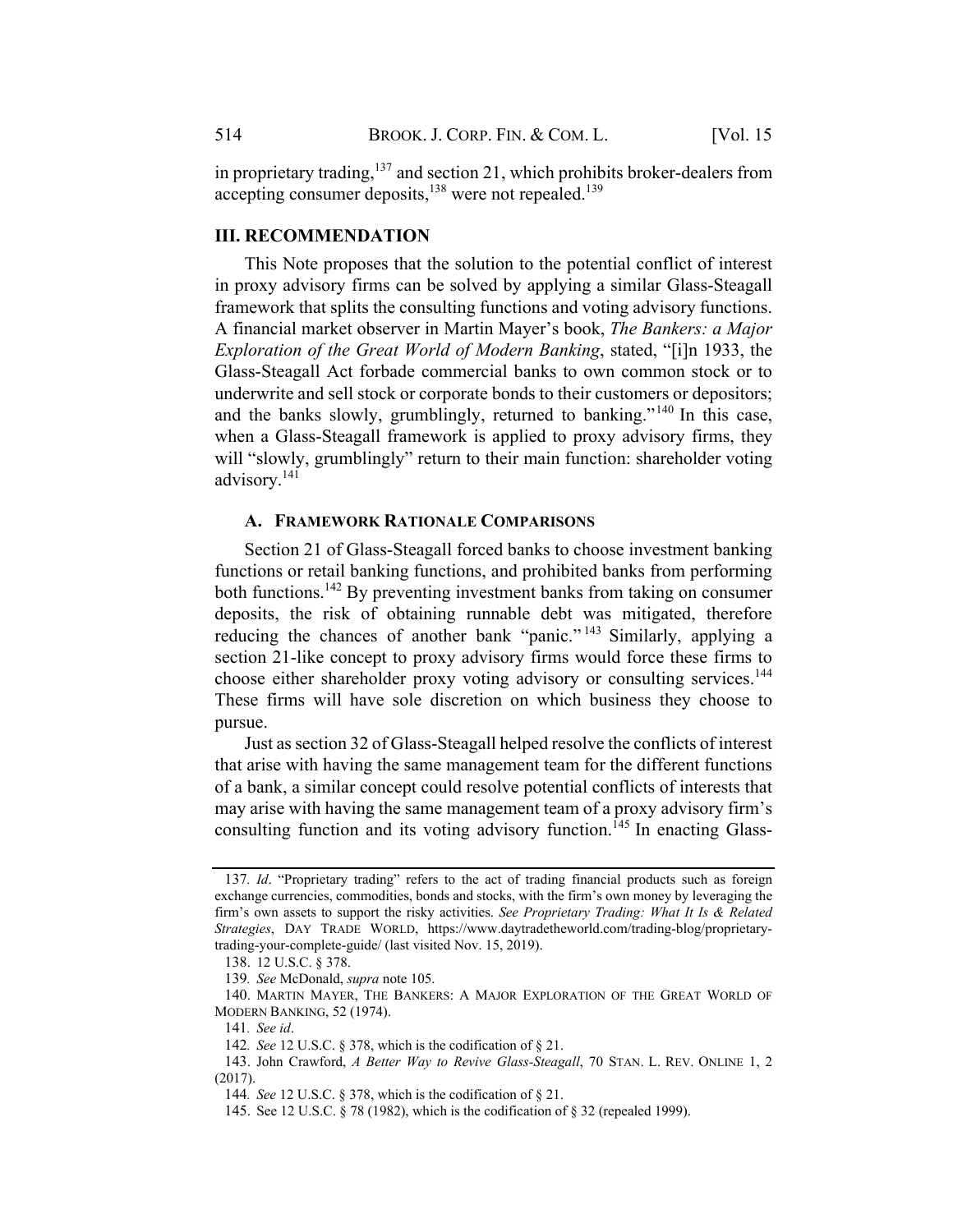in proprietary trading,[137] and section 21, which prohibits broker-dealers from accepting consumer deposits,[138] were not repealed.[139]

## III. RECOMMENDATION

This Note proposes that the solution to the potential conflict of interest in proxy advisory firms can be solved by applying a similar Glass-Steagall framework that splits the consulting functions and voting advisory functions. A financial market observer in Martin Mayer's book, *The Bankers: a Major Exploration of the Great World of Modern Banking*, stated, "[i]n 1933, the Glass-Steagall Act forbade commercial banks to own common stock or to underwrite and sell stock or corporate bonds to their customers or depositors; and the banks slowly, grumblingly, returned to banking."[140] In this case, when a Glass-Steagall framework is applied to proxy advisory firms, they will "slowly, grumblingly" return to their main function: shareholder voting advisory.[141]

### A. FRAMEWORK RATIONALE COMPARISONS

Section 21 of Glass-Steagall forced banks to choose investment banking functions or retail banking functions, and prohibited banks from performing both functions.[142] By preventing investment banks from taking on consumer deposits, the risk of obtaining runnable debt was mitigated, therefore reducing the chances of another bank "panic."[143] Similarly, applying a section 21-like concept to proxy advisory firms would force these firms to choose either shareholder proxy voting advisory or consulting services.[144] These firms will have sole discretion on which business they choose to pursue.

Just as section 32 of Glass-Steagall helped resolve the conflicts of interest that arise with having the same management team for the different functions of a bank, a similar concept could resolve potential conflicts of interests that may arise with having the same management team of a proxy advisory firm's consulting function and its voting advisory function.[145] In enacting Glass-

---

137. *Id*. "Proprietary trading" refers to the act of trading financial products such as foreign exchange currencies, commodities, bonds and stocks, with the firm's own money by leveraging the firm's own assets to support the risky activities. *See Proprietary Trading: What It Is & Related Strategies*, DAY TRADE WORLD, https://www.daytradetheworld.com/trading-blog/proprietary-trading-your-complete-guide/ (last visited Nov. 15, 2019).

138. 12 U.S.C. § 378.

139. *See* McDonald, *supra* note 105.

140. MARTIN MAYER, THE BANKERS: A MAJOR EXPLORATION OF THE GREAT WORLD OF MODERN BANKING, 52 (1974).

141. *See id*.

142. *See* 12 U.S.C. § 378, which is the codification of § 21.

143. John Crawford, *A Better Way to Revive Glass-Steagall*, 70 STAN. L. REV. ONLINE 1, 2 (2017).

144. *See* 12 U.S.C. § 378, which is the codification of § 21.

145. See 12 U.S.C. § 78 (1982), which is the codification of § 32 (repealed 1999).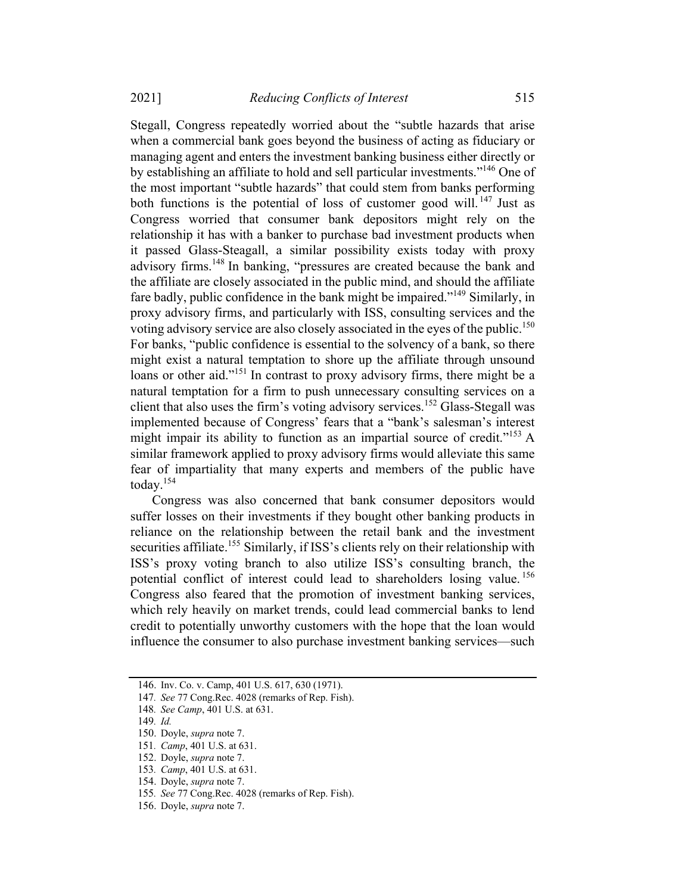Stegall, Congress repeatedly worried about the "subtle hazards that arise when a commercial bank goes beyond the business of acting as fiduciary or managing agent and enters the investment banking business either directly or by establishing an affiliate to hold and sell particular investments."[146] One of the most important "subtle hazards" that could stem from banks performing both functions is the potential of loss of customer good will.[147] Just as Congress worried that consumer bank depositors might rely on the relationship it has with a banker to purchase bad investment products when it passed Glass-Steagall, a similar possibility exists today with proxy advisory firms.[148] In banking, "pressures are created because the bank and the affiliate are closely associated in the public mind, and should the affiliate fare badly, public confidence in the bank might be impaired."[149] Similarly, in proxy advisory firms, and particularly with ISS, consulting services and the voting advisory service are also closely associated in the eyes of the public.[150] For banks, "public confidence is essential to the solvency of a bank, so there might exist a natural temptation to shore up the affiliate through unsound loans or other aid."[151] In contrast to proxy advisory firms, there might be a natural temptation for a firm to push unnecessary consulting services on a client that also uses the firm's voting advisory services.[152] Glass-Stegall was implemented because of Congress' fears that a "bank's salesman's interest might impair its ability to function as an impartial source of credit."[153] A similar framework applied to proxy advisory firms would alleviate this same fear of impartiality that many experts and members of the public have today.[154]

Congress was also concerned that bank consumer depositors would suffer losses on their investments if they bought other banking products in reliance on the relationship between the retail bank and the investment securities affiliate.[155] Similarly, if ISS's clients rely on their relationship with ISS's proxy voting branch to also utilize ISS's consulting branch, the potential conflict of interest could lead to shareholders losing value.[156] Congress also feared that the promotion of investment banking services, which rely heavily on market trends, could lead commercial banks to lend credit to potentially unworthy customers with the hope that the loan would influence the consumer to also purchase investment banking services—such

146. Inv. Co. v. Camp, 401 U.S. 617, 630 (1971).
147. *See* 77 Cong.Rec. 4028 (remarks of Rep. Fish).
148. *See Camp*, 401 U.S. at 631.
149. *Id.*
150. Doyle, *supra* note 7.
151. *Camp*, 401 U.S. at 631.
152. Doyle, *supra* note 7.
153. *Camp*, 401 U.S. at 631.
154. Doyle, *supra* note 7.
155. *See* 77 Cong.Rec. 4028 (remarks of Rep. Fish).
156. Doyle, *supra* note 7.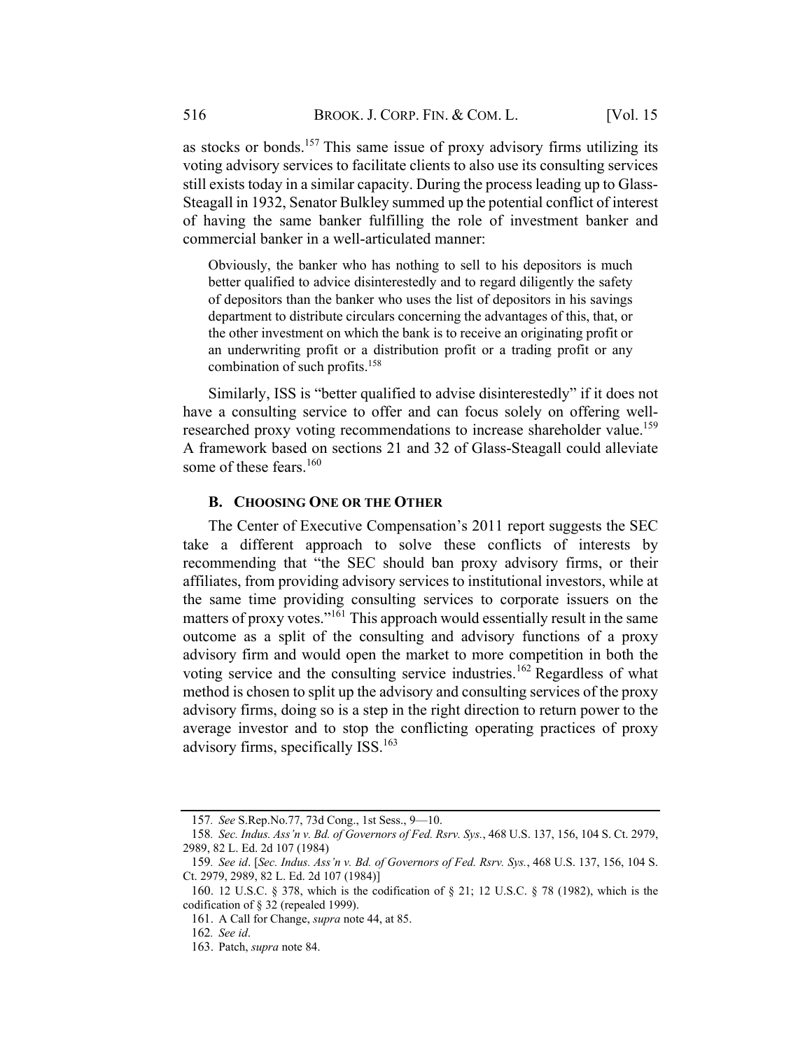as stocks or bonds.[157] This same issue of proxy advisory firms utilizing its voting advisory services to facilitate clients to also use its consulting services still exists today in a similar capacity. During the process leading up to Glass-Steagall in 1932, Senator Bulkley summed up the potential conflict of interest of having the same banker fulfilling the role of investment banker and commercial banker in a well-articulated manner:

> Obviously, the banker who has nothing to sell to his depositors is much better qualified to advice disinterestedly and to regard diligently the safety of depositors than the banker who uses the list of depositors in his savings department to distribute circulars concerning the advantages of this, that, or the other investment on which the bank is to receive an originating profit or an underwriting profit or a distribution profit or a trading profit or any combination of such profits.[158]

Similarly, ISS is "better qualified to advise disinterestedly" if it does not have a consulting service to offer and can focus solely on offering well-researched proxy voting recommendations to increase shareholder value.[159] A framework based on sections 21 and 32 of Glass-Steagall could alleviate some of these fears.[160]

### B. CHOOSING ONE OR THE OTHER

The Center of Executive Compensation's 2011 report suggests the SEC take a different approach to solve these conflicts of interests by recommending that "the SEC should ban proxy advisory firms, or their affiliates, from providing advisory services to institutional investors, while at the same time providing consulting services to corporate issuers on the matters of proxy votes."[161] This approach would essentially result in the same outcome as a split of the consulting and advisory functions of a proxy advisory firm and would open the market to more competition in both the voting service and the consulting service industries.[162] Regardless of what method is chosen to split up the advisory and consulting services of the proxy advisory firms, doing so is a step in the right direction to return power to the average investor and to stop the conflicting operating practices of proxy advisory firms, specifically ISS.[163]

---

157. *See* S.Rep.No.77, 73d Cong., 1st Sess., 9—10.

158. *Sec. Indus. Ass'n v. Bd. of Governors of Fed. Rsrv. Sys.*, 468 U.S. 137, 156, 104 S. Ct. 2979, 2989, 82 L. Ed. 2d 107 (1984)

159. *See id*. [*Sec. Indus. Ass'n v. Bd. of Governors of Fed. Rsrv. Sys.*, 468 U.S. 137, 156, 104 S. Ct. 2979, 2989, 82 L. Ed. 2d 107 (1984)]

160. 12 U.S.C. § 378, which is the codification of § 21; 12 U.S.C. § 78 (1982), which is the codification of § 32 (repealed 1999).

161. A Call for Change, *supra* note 44, at 85.

162. *See id*.

163. Patch, *supra* note 84.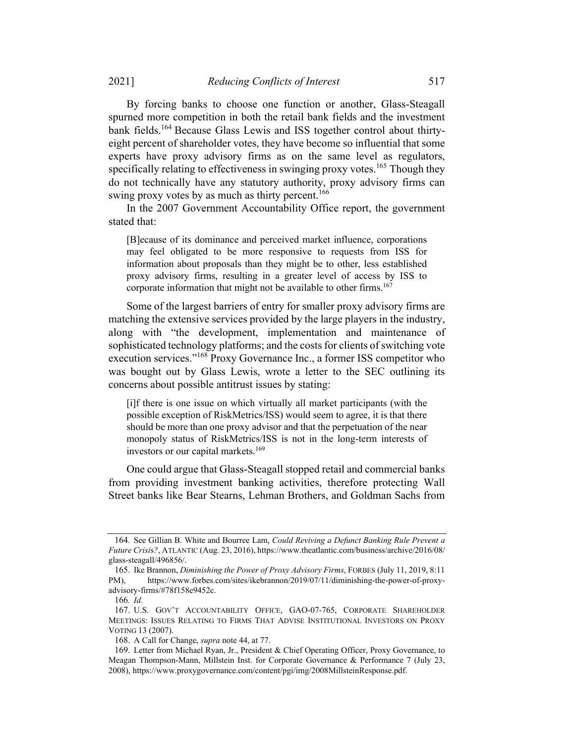By forcing banks to choose one function or another, Glass-Steagall spurned more competition in both the retail bank fields and the investment bank fields.[164] Because Glass Lewis and ISS together control about thirty-eight percent of shareholder votes, they have become so influential that some experts have proxy advisory firms as on the same level as regulators, specifically relating to effectiveness in swinging proxy votes.[165] Though they do not technically have any statutory authority, proxy advisory firms can swing proxy votes by as much as thirty percent.[166]

In the 2007 Government Accountability Office report, the government stated that:

> [B]ecause of its dominance and perceived market influence, corporations may feel obligated to be more responsive to requests from ISS for information about proposals than they might be to other, less established proxy advisory firms, resulting in a greater level of access by ISS to corporate information that might not be available to other firms.[167]

Some of the largest barriers of entry for smaller proxy advisory firms are matching the extensive services provided by the large players in the industry, along with "the development, implementation and maintenance of sophisticated technology platforms; and the costs for clients of switching vote execution services."[168] Proxy Governance Inc., a former ISS competitor who was bought out by Glass Lewis, wrote a letter to the SEC outlining its concerns about possible antitrust issues by stating:

> [i]f there is one issue on which virtually all market participants (with the possible exception of RiskMetrics/ISS) would seem to agree, it is that there should be more than one proxy advisor and that the perpetuation of the near monopoly status of RiskMetrics/ISS is not in the long-term interests of investors or our capital markets.[169]

One could argue that Glass-Steagall stopped retail and commercial banks from providing investment banking activities, therefore protecting Wall Street banks like Bear Stearns, Lehman Brothers, and Goldman Sachs from

---

164. See Gillian B. White and Bourree Lam, *Could Reviving a Defunct Banking Rule Prevent a Future Crisis?*, ATLANTIC (Aug. 23, 2016), https://www.theatlantic.com/business/archive/2016/08/glass-steagall/496856/.

165. Ike Brannon, *Diminishing the Power of Proxy Advisory Firms*, FORBES (July 11, 2019, 8:11 PM), https://www.forbes.com/sites/ikebrannon/2019/07/11/diminishing-the-power-of-proxy-advisory-firms/#78f158e9452c.

166. *Id*.

167. U.S. GOV'T ACCOUNTABILITY OFFICE, GAO-07-765, CORPORATE SHAREHOLDER MEETINGS: ISSUES RELATING TO FIRMS THAT ADVISE INSTITUTIONAL INVESTORS ON PROXY VOTING 13 (2007).

168. A Call for Change, *supra* note 44, at 77.

169. Letter from Michael Ryan, Jr., President & Chief Operating Officer, Proxy Governance, to Meagan Thompson-Mann, Millstein Inst. for Corporate Governance & Performance 7 (July 23, 2008), https://www.proxygovernance.com/content/pgi/img/2008MillsteinResponse.pdf.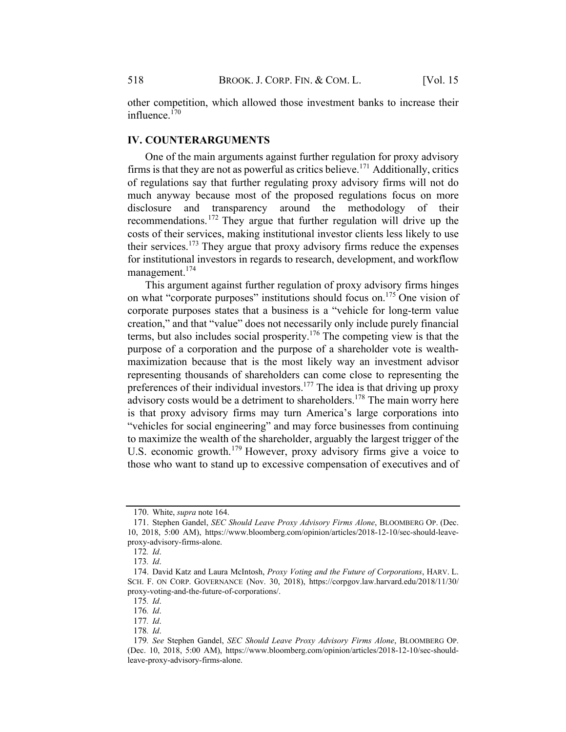other competition, which allowed those investment banks to increase their influence.[170]

## IV. COUNTERARGUMENTS

One of the main arguments against further regulation for proxy advisory firms is that they are not as powerful as critics believe.[171] Additionally, critics of regulations say that further regulating proxy advisory firms will not do much anyway because most of the proposed regulations focus on more disclosure and transparency around the methodology of their recommendations.[172] They argue that further regulation will drive up the costs of their services, making institutional investor clients less likely to use their services.[173] They argue that proxy advisory firms reduce the expenses for institutional investors in regards to research, development, and workflow management.[174]

This argument against further regulation of proxy advisory firms hinges on what "corporate purposes" institutions should focus on.[175] One vision of corporate purposes states that a business is a "vehicle for long-term value creation," and that "value" does not necessarily only include purely financial terms, but also includes social prosperity.[176] The competing view is that the purpose of a corporation and the purpose of a shareholder vote is wealth-maximization because that is the most likely way an investment advisor representing thousands of shareholders can come close to representing the preferences of their individual investors.[177] The idea is that driving up proxy advisory costs would be a detriment to shareholders.[178] The main worry here is that proxy advisory firms may turn America's large corporations into "vehicles for social engineering" and may force businesses from continuing to maximize the wealth of the shareholder, arguably the largest trigger of the U.S. economic growth.[179] However, proxy advisory firms give a voice to those who want to stand up to excessive compensation of executives and of

---

170. White, *supra* note 164.

171. Stephen Gandel, *SEC Should Leave Proxy Advisory Firms Alone*, BLOOMBERG OP. (Dec. 10, 2018, 5:00 AM), https://www.bloomberg.com/opinion/articles/2018-12-10/sec-should-leave-proxy-advisory-firms-alone.

172. *Id*.

173. *Id*.

174. David Katz and Laura McIntosh, *Proxy Voting and the Future of Corporations*, HARV. L. SCH. F. ON CORP. GOVERNANCE (Nov. 30, 2018), https://corpgov.law.harvard.edu/2018/11/30/proxy-voting-and-the-future-of-corporations/.

175. *Id*.

176. *Id*.

177. *Id*.

178. *Id*.

179. *See* Stephen Gandel, *SEC Should Leave Proxy Advisory Firms Alone*, BLOOMBERG OP. (Dec. 10, 2018, 5:00 AM), https://www.bloomberg.com/opinion/articles/2018-12-10/sec-should-leave-proxy-advisory-firms-alone.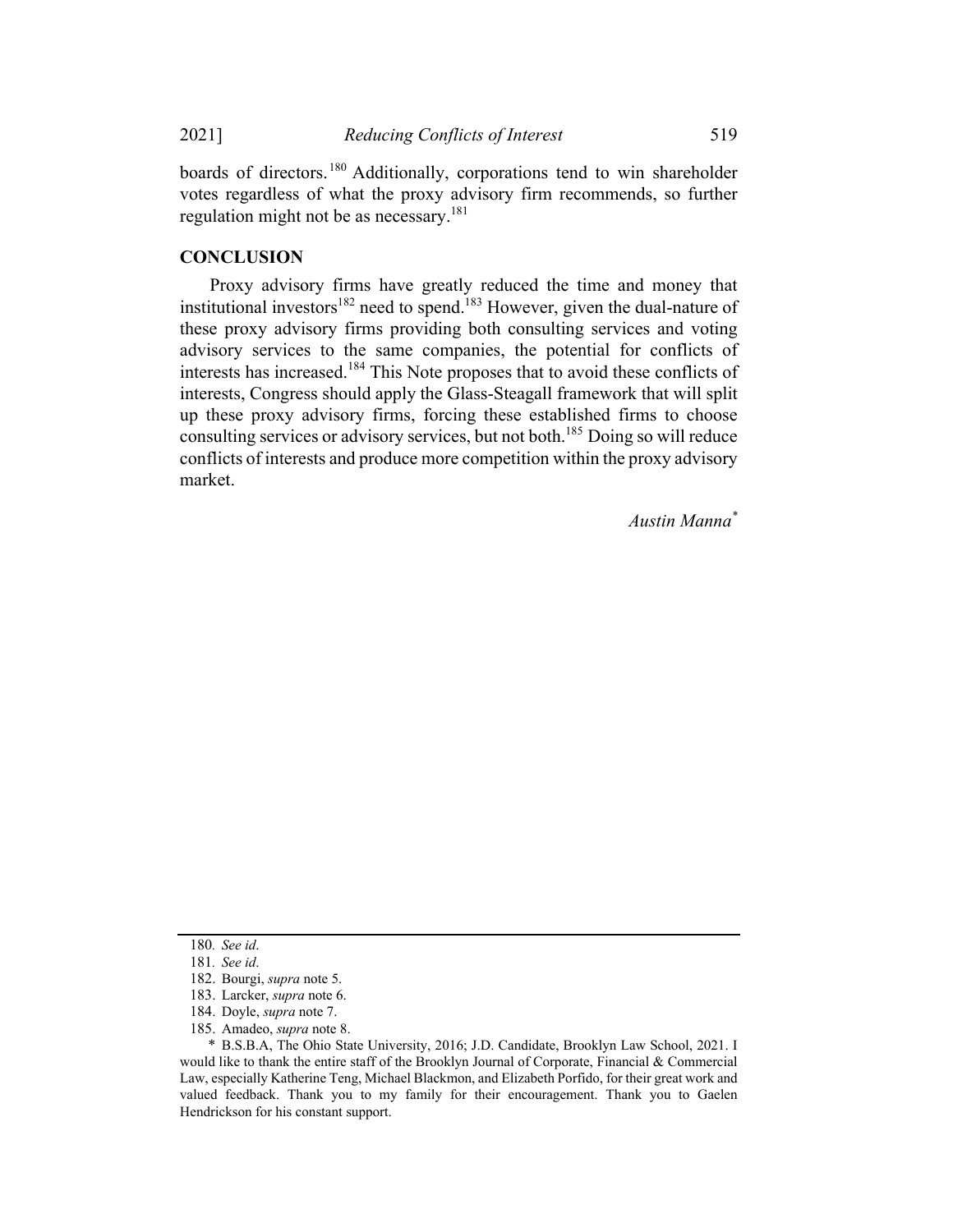boards of directors.[180] Additionally, corporations tend to win shareholder votes regardless of what the proxy advisory firm recommends, so further regulation might not be as necessary.[181]

## CONCLUSION

Proxy advisory firms have greatly reduced the time and money that institutional investors[182] need to spend.[183] However, given the dual-nature of these proxy advisory firms providing both consulting services and voting advisory services to the same companies, the potential for conflicts of interests has increased.[184] This Note proposes that to avoid these conflicts of interests, Congress should apply the Glass-Steagall framework that will split up these proxy advisory firms, forcing these established firms to choose consulting services or advisory services, but not both.[185] Doing so will reduce conflicts of interests and produce more competition within the proxy advisory market.

*Austin Manna*[*]

---

180. *See id*.

181. *See id*.

182. Bourgi, *supra* note 5.

183. Larcker, *supra* note 6.

184. Doyle, *supra* note 7.

185. Amadeo, *supra* note 8.

\* B.S.B.A, The Ohio State University, 2016; J.D. Candidate, Brooklyn Law School, 2021. I would like to thank the entire staff of the Brooklyn Journal of Corporate, Financial & Commercial Law, especially Katherine Teng, Michael Blackmon, and Elizabeth Porfido, for their great work and valued feedback. Thank you to my family for their encouragement. Thank you to Gaelen Hendrickson for his constant support.